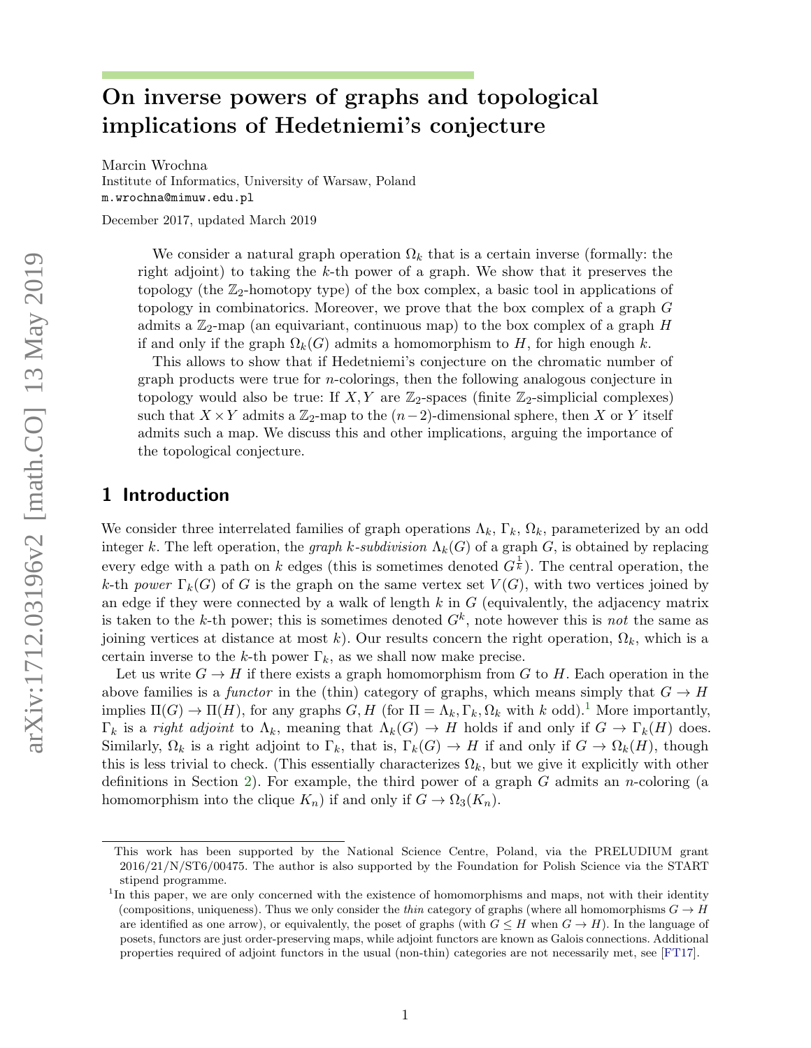# On inverse powers of graphs and topological implications of Hedetniemi's conjecture

Marcin Wrochna
Institute of Informatics, University of Warsaw, Poland
m.wrochna@mimuw.edu.pl

December 2017, updated March 2019

We consider a natural graph operation $\Omega_k$ that is a certain inverse (formally: the right adjoint) to taking the $k$-th power of a graph. We show that it preserves the topology (the $\mathbb{Z}_2$-homotopy type) of the box complex, a basic tool in applications of topology in combinatorics. Moreover, we prove that the box complex of a graph $G$ admits a $\mathbb{Z}_2$-map (an equivariant, continuous map) to the box complex of a graph $H$ if and only if the graph $\Omega_k(G)$ admits a homomorphism to $H$, for high enough $k$.

This allows to show that if Hedetniemi's conjecture on the chromatic number of graph products were true for $n$-colorings, then the following analogous conjecture in topology would also be true: If $X, Y$ are $\mathbb{Z}_2$-spaces (finite $\mathbb{Z}_2$-simplicial complexes) such that $X \times Y$ admits a $\mathbb{Z}_2$-map to the $(n-2)$-dimensional sphere, then $X$ or $Y$ itself admits such a map. We discuss this and other implications, arguing the importance of the topological conjecture.

## 1 Introduction

We consider three interrelated families of graph operations $\Lambda_k$, $\Gamma_k$, $\Omega_k$, parameterized by an odd integer $k$. The left operation, the *graph $k$-subdivision* $\Lambda_k(G)$ of a graph $G$, is obtained by replacing every edge with a path on $k$ edges (this is sometimes denoted $G^{\frac{1}{k}}$). The central operation, the $k$-th *power* $\Gamma_k(G)$ of $G$ is the graph on the same vertex set $V(G)$, with two vertices joined by an edge if they were connected by a walk of length $k$ in $G$ (equivalently, the adjacency matrix is taken to the $k$-th power; this is sometimes denoted $G^k$, note however this is *not* the same as joining vertices at distance at most $k$). Our results concern the right operation, $\Omega_k$, which is a certain inverse to the $k$-th power $\Gamma_k$, as we shall now make precise.

Let us write $G \to H$ if there exists a graph homomorphism from $G$ to $H$. Each operation in the above families is a *functor* in the (thin) category of graphs, which means simply that $G \to H$ implies $\Pi(G) \to \Pi(H)$, for any graphs $G, H$ (for $\Pi = \Lambda_k, \Gamma_k, \Omega_k$ with $k$ odd).[1] More importantly, $\Gamma_k$ is a *right adjoint* to $\Lambda_k$, meaning that $\Lambda_k(G) \to H$ holds if and only if $G \to \Gamma_k(H)$ does. Similarly, $\Omega_k$ is a right adjoint to $\Gamma_k$, that is, $\Gamma_k(G) \to H$ if and only if $G \to \Omega_k(H)$, though this is less trivial to check. (This essentially characterizes $\Omega_k$, but we give it explicitly with other definitions in Section 2). For example, the third power of a graph $G$ admits an $n$-coloring (a homomorphism into the clique $K_n$) if and only if $G \to \Omega_3(K_n)$.

---

This work has been supported by the National Science Centre, Poland, via the PRELUDIUM grant 2016/21/N/ST6/00475. The author is also supported by the Foundation for Polish Science via the START stipend programme.

[1] In this paper, we are only concerned with the existence of homomorphisms and maps, not with their identity (compositions, uniqueness). Thus we only consider the *thin* category of graphs (where all homomorphisms $G \to H$ are identified as one arrow), or equivalently, the poset of graphs (with $G \le H$ when $G \to H$). In the language of posets, functors are just order-preserving maps, while adjoint functors are known as Galois connections. Additional properties required of adjoint functors in the usual (non-thin) categories are not necessarily met, see [FT17].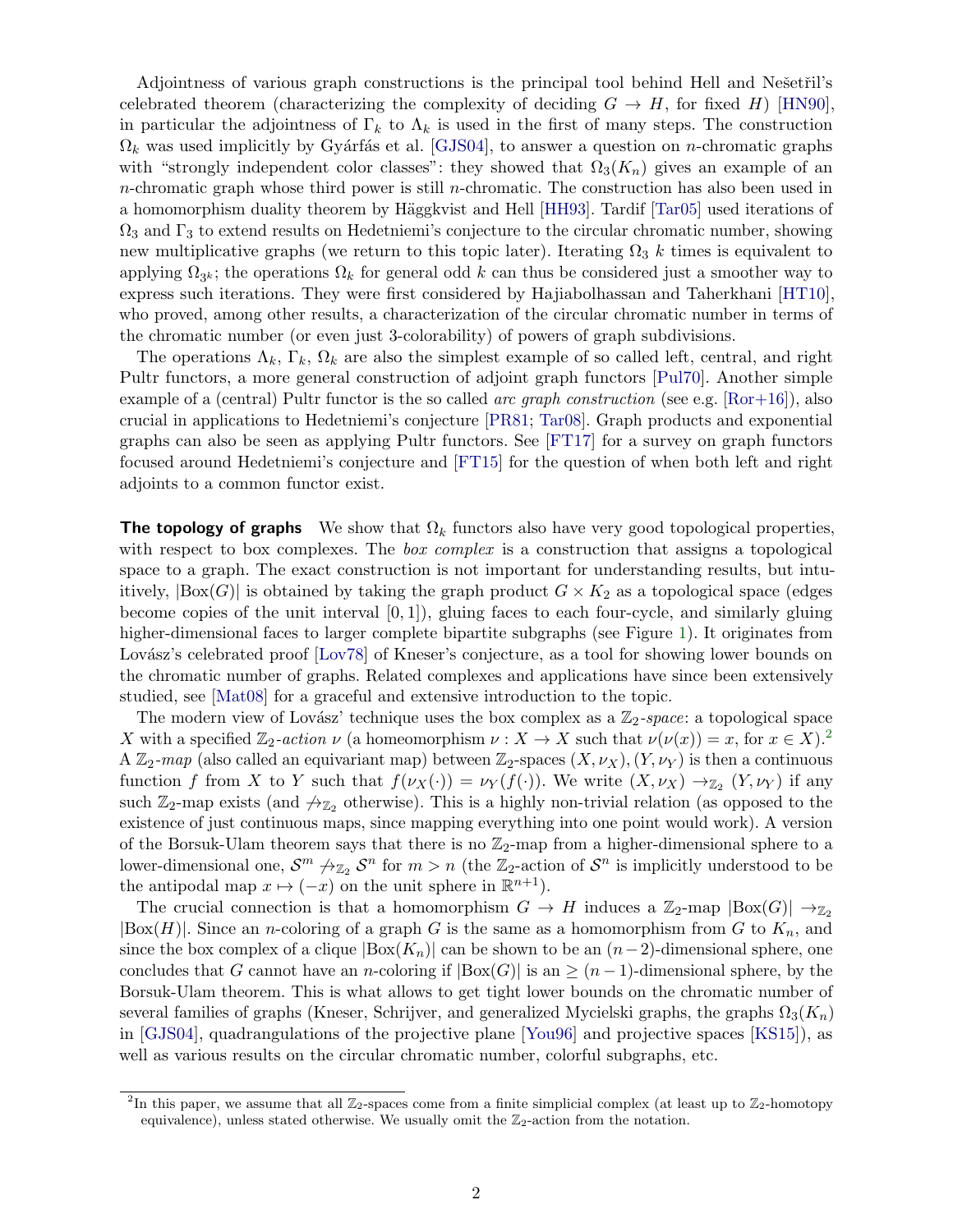Adjointness of various graph constructions is the principal tool behind Hell and Nešetřil's celebrated theorem (characterizing the complexity of deciding $G \to H$, for fixed $H$) [HN90], in particular the adjointness of $\Gamma_k$ to $\Lambda_k$ is used in the first of many steps. The construction $\Omega_k$ was used implicitly by Gyárfás et al. [GJS04], to answer a question on $n$-chromatic graphs with "strongly independent color classes": they showed that $\Omega_3(K_n)$ gives an example of an $n$-chromatic graph whose third power is still $n$-chromatic. The construction has also been used in a homomorphism duality theorem by Häggkvist and Hell [HH93]. Tardif [Tar05] used iterations of $\Omega_3$ and $\Gamma_3$ to extend results on Hedetniemi's conjecture to the circular chromatic number, showing new multiplicative graphs (we return to this topic later). Iterating $\Omega_3$ $k$ times is equivalent to applying $\Omega_{3^k}$; the operations $\Omega_k$ for general odd $k$ can thus be considered just a smoother way to express such iterations. They were first considered by Hajiabolhassan and Taherkhani [HT10], who proved, among other results, a characterization of the circular chromatic number in terms of the chromatic number (or even just 3-colorability) of powers of graph subdivisions.

The operations $\Lambda_k$, $\Gamma_k$, $\Omega_k$ are also the simplest example of so called left, central, and right Pultr functors, a more general construction of adjoint graph functors [Pul70]. Another simple example of a (central) Pultr functor is the so called *arc graph construction* (see e.g. [Ror+16]), also crucial in applications to Hedetniemi's conjecture [PR81; Tar08]. Graph products and exponential graphs can also be seen as applying Pultr functors. See [FT17] for a survey on graph functors focused around Hedetniemi's conjecture and [FT15] for the question of when both left and right adjoints to a common functor exist.

**The topology of graphs** We show that $\Omega_k$ functors also have very good topological properties, with respect to box complexes. The *box complex* is a construction that assigns a topological space to a graph. The exact construction is not important for understanding results, but intuitively, $|\mathrm{Box}(G)|$ is obtained by taking the graph product $G \times K_2$ as a topological space (edges become copies of the unit interval $[0, 1]$), gluing faces to each four-cycle, and similarly gluing higher-dimensional faces to larger complete bipartite subgraphs (see Figure 1). It originates from Lovász's celebrated proof [Lov78] of Kneser's conjecture, as a tool for showing lower bounds on the chromatic number of graphs. Related complexes and applications have since been extensively studied, see [Mat08] for a graceful and extensive introduction to the topic.

The modern view of Lovász' technique uses the box complex as a $\mathbb{Z}_2$-*space*: a topological space $X$ with a specified $\mathbb{Z}_2$-*action* $\nu$ (a homeomorphism $\nu : X \to X$ such that $\nu(\nu(x)) = x$, for $x \in X$).[2] A $\mathbb{Z}_2$-*map* (also called an equivariant map) between $\mathbb{Z}_2$-spaces $(X, \nu_X), (Y, \nu_Y)$ is then a continuous function $f$ from $X$ to $Y$ such that $f(\nu_X(\cdot)) = \nu_Y(f(\cdot))$. We write $(X, \nu_X) \to_{\mathbb{Z}_2} (Y, \nu_Y)$ if any such $\mathbb{Z}_2$-map exists (and $\not\to_{\mathbb{Z}_2}$ otherwise). This is a highly non-trivial relation (as opposed to the existence of just continuous maps, since mapping everything into one point would work). A version of the Borsuk-Ulam theorem says that there is no $\mathbb{Z}_2$-map from a higher-dimensional sphere to a lower-dimensional one, $\mathcal{S}^m \not\to_{\mathbb{Z}_2} \mathcal{S}^n$ for $m > n$ (the $\mathbb{Z}_2$-action of $\mathcal{S}^n$ is implicitly understood to be the antipodal map $x \mapsto (-x)$ on the unit sphere in $\mathbb{R}^{n+1}$).

The crucial connection is that a homomorphism $G \to H$ induces a $\mathbb{Z}_2$-map $|\mathrm{Box}(G)| \to_{\mathbb{Z}_2} |\mathrm{Box}(H)|$. Since an $n$-coloring of a graph $G$ is the same as a homomorphism from $G$ to $K_n$, and since the box complex of a clique $|\mathrm{Box}(K_n)|$ can be shown to be an $(n-2)$-dimensional sphere, one concludes that $G$ cannot have an $n$-coloring if $|\mathrm{Box}(G)|$ is an $\geq (n-1)$-dimensional sphere, by the Borsuk-Ulam theorem. This is what allows to get tight lower bounds on the chromatic number of several families of graphs (Kneser, Schrijver, and generalized Mycielski graphs, the graphs $\Omega_3(K_n)$ in [GJS04], quadrangulations of the projective plane [You96] and projective spaces [KS15]), as well as various results on the circular chromatic number, colorful subgraphs, etc.

[2] In this paper, we assume that all $\mathbb{Z}_2$-spaces come from a finite simplicial complex (at least up to $\mathbb{Z}_2$-homotopy equivalence), unless stated otherwise. We usually omit the $\mathbb{Z}_2$-action from the notation.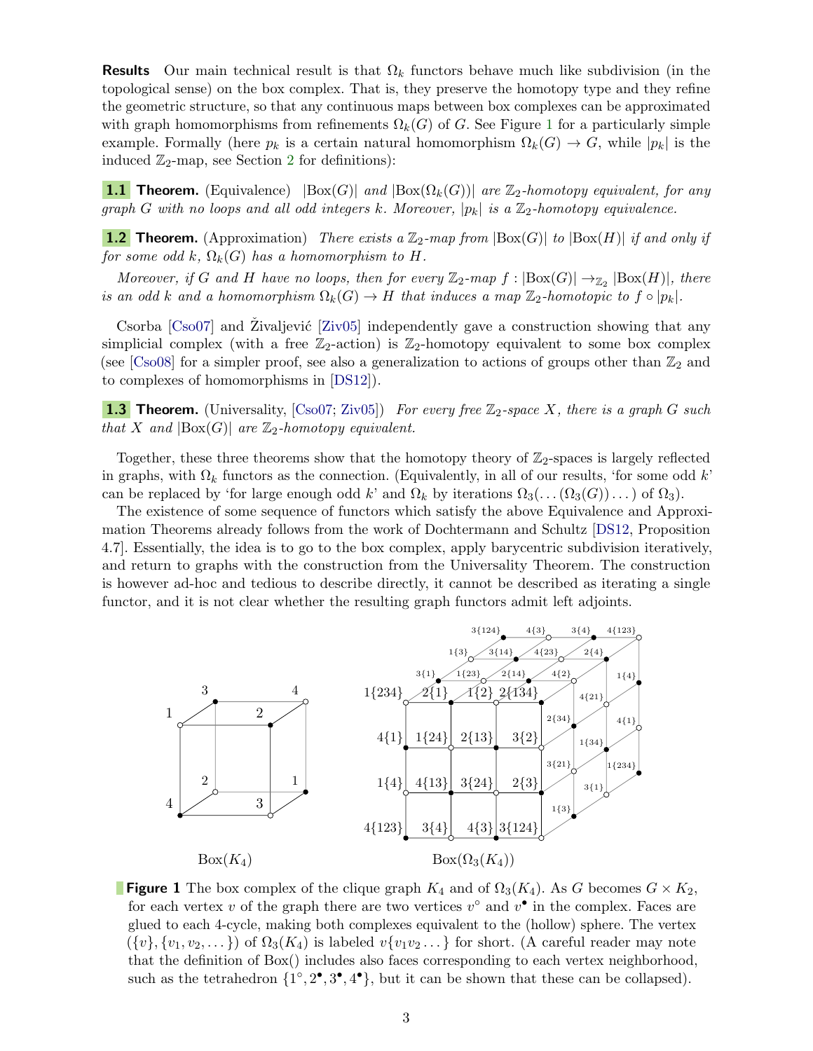**Results** Our main technical result is that $\Omega_k$ functors behave much like subdivision (in the topological sense) on the box complex. That is, they preserve the homotopy type and they refine the geometric structure, so that any continuous maps between box complexes can be approximated with graph homomorphisms from refinements $\Omega_k(G)$ of $G$. See Figure 1 for a particularly simple example. Formally (here $p_k$ is a certain natural homomorphism $\Omega_k(G) \to G$, while $|p_k|$ is the induced $\mathbb{Z}_2$-map, see Section 2 for definitions):

**1.1 Theorem.** (Equivalence) *$|\mathrm{Box}(G)|$ and $|\mathrm{Box}(\Omega_k(G))|$ are $\mathbb{Z}_2$-homotopy equivalent, for any graph $G$ with no loops and all odd integers $k$. Moreover, $|p_k|$ is a $\mathbb{Z}_2$-homotopy equivalence.*

**1.2 Theorem.** (Approximation) *There exists a $\mathbb{Z}_2$-map from $|\mathrm{Box}(G)|$ to $|\mathrm{Box}(H)|$ if and only if for some odd $k$, $\Omega_k(G)$ has a homomorphism to $H$.*

*Moreover, if $G$ and $H$ have no loops, then for every $\mathbb{Z}_2$-map $f : |\mathrm{Box}(G)| \to_{\mathbb{Z}_2} |\mathrm{Box}(H)|$, there is an odd $k$ and a homomorphism $\Omega_k(G) \to H$ that induces a map $\mathbb{Z}_2$-homotopic to $f \circ |p_k|$.*

Csorba [Cso07] and Živaljević [Ziv05] independently gave a construction showing that any simplicial complex (with a free $\mathbb{Z}_2$-action) is $\mathbb{Z}_2$-homotopy equivalent to some box complex (see [Cso08] for a simpler proof, see also a generalization to actions of groups other than $\mathbb{Z}_2$ and to complexes of homomorphisms in [DS12]).

**1.3 Theorem.** (Universality, [Cso07; Ziv05]) *For every free $\mathbb{Z}_2$-space $X$, there is a graph $G$ such that $X$ and $|\mathrm{Box}(G)|$ are $\mathbb{Z}_2$-homotopy equivalent.*

Together, these three theorems show that the homotopy theory of $\mathbb{Z}_2$-spaces is largely reflected in graphs, with $\Omega_k$ functors as the connection. (Equivalently, in all of our results, 'for some odd $k$' can be replaced by 'for large enough odd $k$' and $\Omega_k$ by iterations $\Omega_3(\dots(\Omega_3(G))\dots)$ of $\Omega_3$).

The existence of some sequence of functors which satisfy the above Equivalence and Approximation Theorems already follows from the work of Dochtermann and Schultz [DS12, Proposition 4.7]. Essentially, the idea is to go to the box complex, apply barycentric subdivision iteratively, and return to graphs with the construction from the Universality Theorem. The construction is however ad-hoc and tedious to describe directly, it cannot be described as iterating a single functor, and it is not clear whether the resulting graph functors admit left adjoints.

**Figure 1** The box complex of the clique graph $K_4$ and of $\Omega_3(K_4)$. As $G$ becomes $G \times K_2$, for each vertex $v$ of the graph there are two vertices $v^\circ$ and $v^\bullet$ in the complex. Faces are glued to each 4-cycle, making both complexes equivalent to the (hollow) sphere. The vertex $(\{v\}, \{v_1, v_2, \dots\})$ of $\Omega_3(K_4)$ is labeled $v\{v_1 v_2 \dots\}$ for short. (A careful reader may note that the definition of Box() includes also faces corresponding to each vertex neighborhood, such as the tetrahedron $\{1^\circ, 2^\bullet, 3^\bullet, 4^\bullet\}$, but it can be shown that these can be collapsed).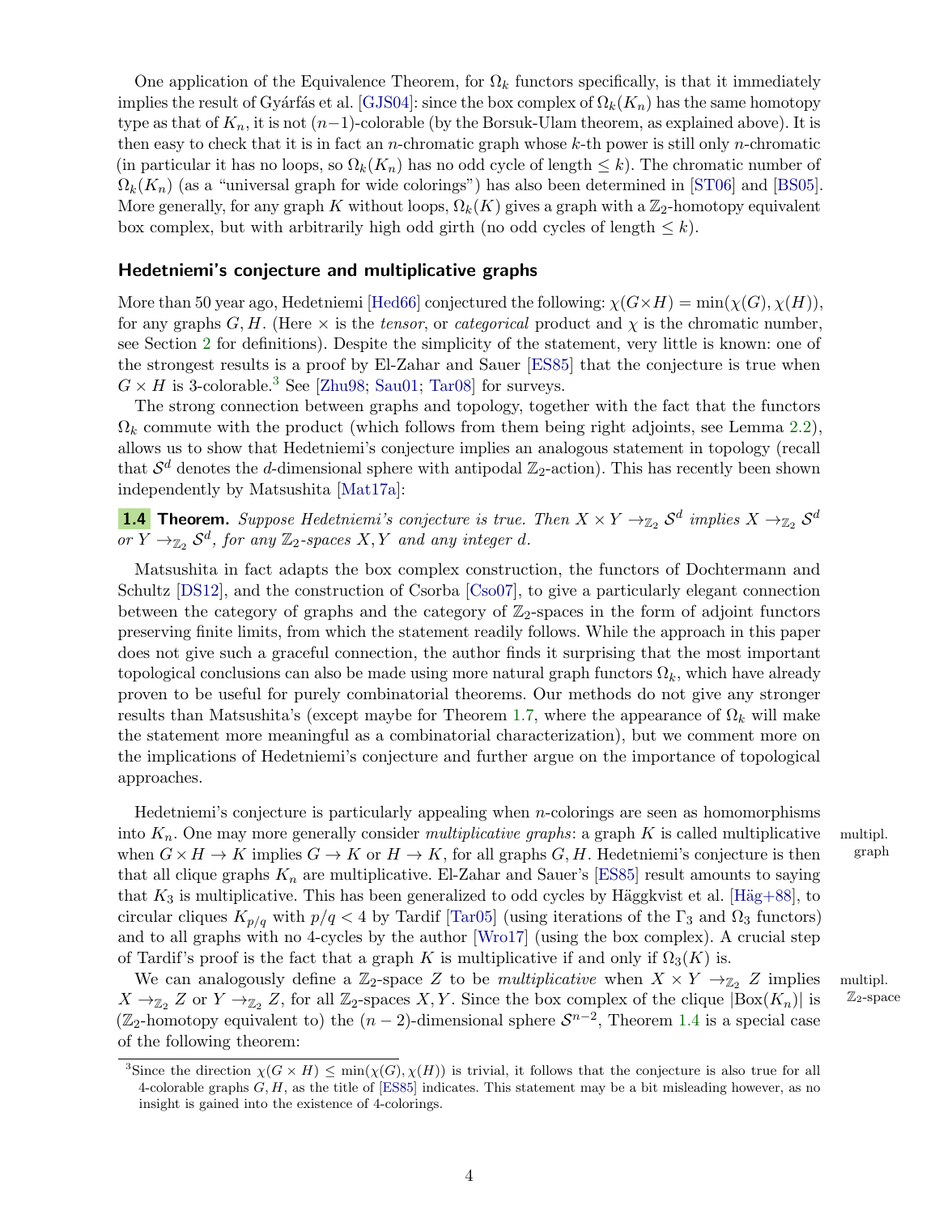One application of the Equivalence Theorem, for $\Omega_k$ functors specifically, is that it immediately implies the result of Gyárfás et al. [GJS04]: since the box complex of $\Omega_k(K_n)$ has the same homotopy type as that of $K_n$, it is not $(n-1)$-colorable (by the Borsuk-Ulam theorem, as explained above). It is then easy to check that it is in fact an $n$-chromatic graph whose $k$-th power is still only $n$-chromatic (in particular it has no loops, so $\Omega_k(K_n)$ has no odd cycle of length $\leq k$). The chromatic number of $\Omega_k(K_n)$ (as a "universal graph for wide colorings") has also been determined in [ST06] and [BS05]. More generally, for any graph $K$ without loops, $\Omega_k(K)$ gives a graph with a $\mathbb{Z}_2$-homotopy equivalent box complex, but with arbitrarily high odd girth (no odd cycles of length $\leq k$).

### Hedetniemi's conjecture and multiplicative graphs

More than 50 year ago, Hedetniemi [Hed66] conjectured the following: $\chi(G \times H) = \min(\chi(G), \chi(H))$, for any graphs $G, H$. (Here $\times$ is the *tensor*, or *categorical* product and $\chi$ is the chromatic number, see Section 2 for definitions). Despite the simplicity of the statement, very little is known: one of the strongest results is a proof by El-Zahar and Sauer [ES85] that the conjecture is true when $G \times H$ is 3-colorable.[3] See [Zhu98; Sau01; Tar08] for surveys.

The strong connection between graphs and topology, together with the fact that the functors $\Omega_k$ commute with the product (which follows from them being right adjoints, see Lemma 2.2), allows us to show that Hedetniemi's conjecture implies an analogous statement in topology (recall that $\mathcal{S}^d$ denotes the $d$-dimensional sphere with antipodal $\mathbb{Z}_2$-action). This has recently been shown independently by Matsushita [Mat17a]:

**1.4 Theorem.** *Suppose Hedetniemi's conjecture is true. Then $X \times Y \to_{\mathbb{Z}_2} \mathcal{S}^d$ implies $X \to_{\mathbb{Z}_2} \mathcal{S}^d$ or $Y \to_{\mathbb{Z}_2} \mathcal{S}^d$, for any $\mathbb{Z}_2$-spaces $X, Y$ and any integer $d$.*

Matsushita in fact adapts the box complex construction, the functors of Dochtermann and Schultz [DS12], and the construction of Csorba [Cso07], to give a particularly elegant connection between the category of graphs and the category of $\mathbb{Z}_2$-spaces in the form of adjoint functors preserving finite limits, from which the statement readily follows. While the approach in this paper does not give such a graceful connection, the author finds it surprising that the most important topological conclusions can also be made using more natural graph functors $\Omega_k$, which have already proven to be useful for purely combinatorial theorems. Our methods do not give any stronger results than Matsushita's (except maybe for Theorem 1.7, where the appearance of $\Omega_k$ will make the statement more meaningful as a combinatorial characterization), but we comment more on the implications of Hedetniemi's conjecture and further argue on the importance of topological approaches.

Hedetniemi's conjecture is particularly appealing when $n$-colorings are seen as homomorphisms into $K_n$. One may more generally consider *multiplicative graphs*: a graph $K$ is called multiplicative when $G \times H \to K$ implies $G \to K$ or $H \to K$, for all graphs $G, H$. Hedetniemi's conjecture is then that all clique graphs $K_n$ are multiplicative. El-Zahar and Sauer's [ES85] result amounts to saying that $K_3$ is multiplicative. This has been generalized to odd cycles by Häggkvist et al. [Häg+88], to circular cliques $K_{p/q}$ with $p/q < 4$ by Tardif [Tar05] (using iterations of the $\Gamma_3$ and $\Omega_3$ functors) and to all graphs with no 4-cycles by the author [Wro17] (using the box complex). A crucial step of Tardif's proof is the fact that a graph $K$ is multiplicative if and only if $\Omega_3(K)$ is.

multipl. graph

We can analogously define a $\mathbb{Z}_2$-space $Z$ to be *multiplicative* when $X \times Y \to_{\mathbb{Z}_2} Z$ implies $X \to_{\mathbb{Z}_2} Z$ or $Y \to_{\mathbb{Z}_2} Z$, for all $\mathbb{Z}_2$-spaces $X, Y$. Since the box complex of the clique $|\text{Box}(K_n)|$ is ($\mathbb{Z}_2$-homotopy equivalent to) the $(n-2)$-dimensional sphere $\mathcal{S}^{n-2}$, Theorem 1.4 is a special case of the following theorem:

multipl. $\mathbb{Z}_2$-space

[3] Since the direction $\chi(G \times H) \leq \min(\chi(G), \chi(H))$ is trivial, it follows that the conjecture is also true for all 4-colorable graphs $G, H$, as the title of [ES85] indicates. This statement may be a bit misleading however, as no insight is gained into the existence of 4-colorings.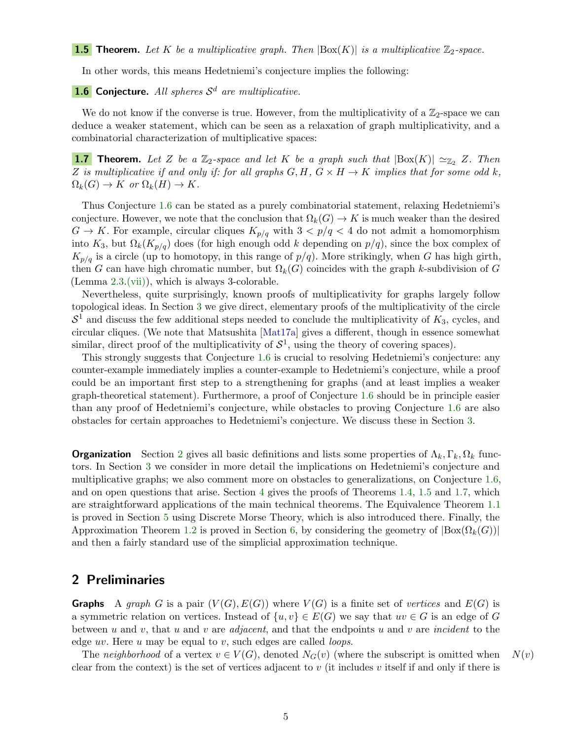**1.5 Theorem.** *Let $K$ be a multiplicative graph. Then $|\mathrm{Box}(K)|$ is a multiplicative $\mathbb{Z}_2$-space.*

In other words, this means Hedetniemi's conjecture implies the following:

**1.6 Conjecture.** *All spheres $\mathcal{S}^d$ are multiplicative.*

We do not know if the converse is true. However, from the multiplicativity of a $\mathbb{Z}_2$-space we can deduce a weaker statement, which can be seen as a relaxation of graph multiplicativity, and a combinatorial characterization of multiplicative spaces:

**1.7 Theorem.** *Let $Z$ be a $\mathbb{Z}_2$-space and let $K$ be a graph such that $|\mathrm{Box}(K)| \simeq_{\mathbb{Z}_2} Z$. Then $Z$ is multiplicative if and only if: for all graphs $G, H$, $G \times H \to K$ implies that for some odd $k$, $\Omega_k(G) \to K$ or $\Omega_k(H) \to K$.*

Thus Conjecture 1.6 can be stated as a purely combinatorial statement, relaxing Hedetniemi's conjecture. However, we note that the conclusion that $\Omega_k(G) \to K$ is much weaker than the desired $G \to K$. For example, circular cliques $K_{p/q}$ with $3 < p/q < 4$ do not admit a homomorphism into $K_3$, but $\Omega_k(K_{p/q})$ does (for high enough odd $k$ depending on $p/q$), since the box complex of $K_{p/q}$ is a circle (up to homotopy, in this range of $p/q$). More strikingly, when $G$ has high girth, then $G$ can have high chromatic number, but $\Omega_k(G)$ coincides with the graph $k$-subdivision of $G$ (Lemma 2.3.(vii)), which is always 3-colorable.

Nevertheless, quite surprisingly, known proofs of multiplicativity for graphs largely follow topological ideas. In Section 3 we give direct, elementary proofs of the multiplicativity of the circle $\mathcal{S}^1$ and discuss the few additional steps needed to conclude the multiplicativity of $K_3$, cycles, and circular cliques. (We note that Matsushita [Mat17a] gives a different, though in essence somewhat similar, direct proof of the multiplicativity of $\mathcal{S}^1$, using the theory of covering spaces).

This strongly suggests that Conjecture 1.6 is crucial to resolving Hedetniemi's conjecture: any counter-example immediately implies a counter-example to Hedetniemi's conjecture, while a proof could be an important first step to a strengthening for graphs (and at least implies a weaker graph-theoretical statement). Furthermore, a proof of Conjecture 1.6 should be in principle easier than any proof of Hedetniemi's conjecture, while obstacles to proving Conjecture 1.6 are also obstacles for certain approaches to Hedetniemi's conjecture. We discuss these in Section 3.

**Organization** Section 2 gives all basic definitions and lists some properties of $\Lambda_k, \Gamma_k, \Omega_k$ functors. In Section 3 we consider in more detail the implications on Hedetniemi's conjecture and multiplicative graphs; we also comment more on obstacles to generalizations, on Conjecture 1.6, and on open questions that arise. Section 4 gives the proofs of Theorems 1.4, 1.5 and 1.7, which are straightforward applications of the main technical theorems. The Equivalence Theorem 1.1 is proved in Section 5 using Discrete Morse Theory, which is also introduced there. Finally, the Approximation Theorem 1.2 is proved in Section 6, by considering the geometry of $|\mathrm{Box}(\Omega_k(G))|$ and then a fairly standard use of the simplicial approximation technique.

## 2 Preliminaries

**Graphs** A *graph* $G$ is a pair $(V(G), E(G))$ where $V(G)$ is a finite set of *vertices* and $E(G)$ is a symmetric relation on vertices. Instead of $\{u, v\} \in E(G)$ we say that $uv \in G$ is an edge of $G$ between $u$ and $v$, that $u$ and $v$ are *adjacent*, and that the endpoints $u$ and $v$ are *incident* to the edge $uv$. Here $u$ may be equal to $v$, such edges are called *loops*.

The *neighborhood* of a vertex $v \in V(G)$, denoted $N_G(v)$ (where the subscript is omitted when clear from the context) is the set of vertices adjacent to $v$ (it includes $v$ itself if and only if there is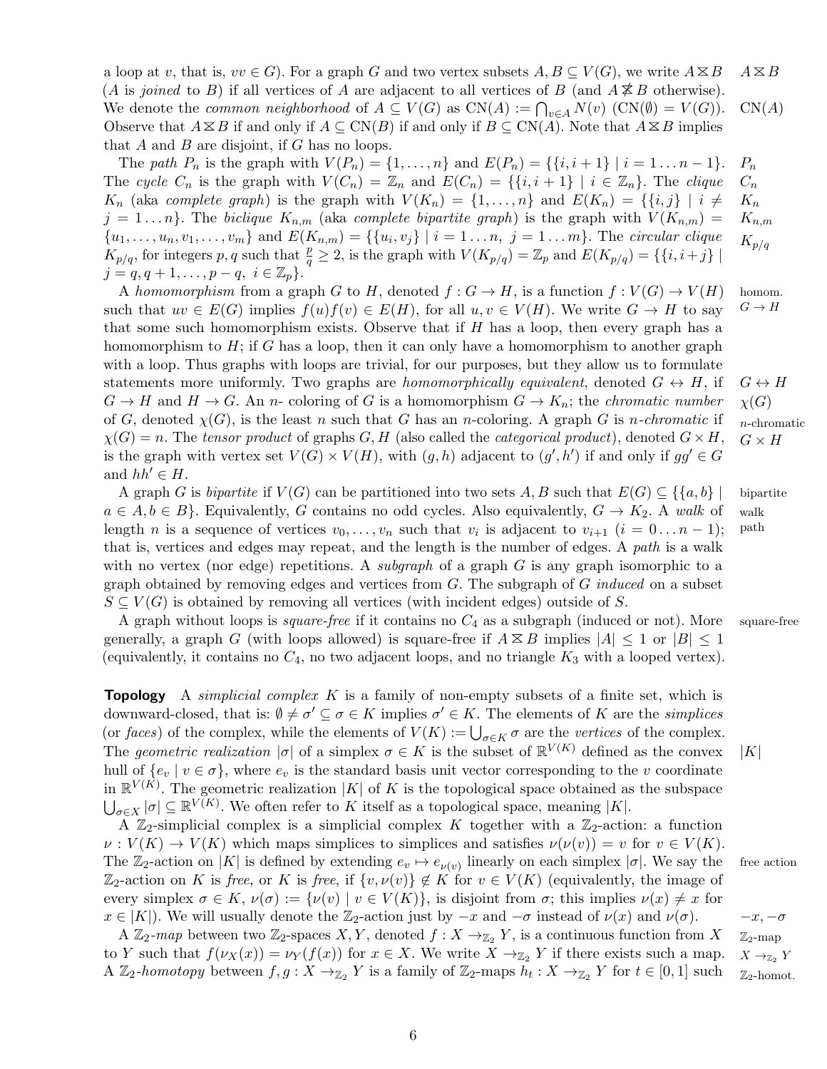a loop at $v$, that is, $vv \in G$). For a graph $G$ and two vertex subsets $A, B \subseteq V(G)$, we write $A \boxtimes B$ ($A$ is *joined* to $B$) if all vertices of $A$ are adjacent to all vertices of $B$ (and $A \not\boxtimes B$ otherwise). We denote the *common neighborhood* of $A \subseteq V(G)$ as $\mathrm{CN}(A) := \bigcap_{v \in A} N(v)$ ($\mathrm{CN}(\emptyset) = V(G)$). Observe that $A \boxtimes B$ if and only if $A \subseteq \mathrm{CN}(B)$ if and only if $B \subseteq \mathrm{CN}(A)$. Note that $A \boxtimes B$ implies that $A$ and $B$ are disjoint, if $G$ has no loops.

$A \boxtimes B$ $\quad$ $\mathrm{CN}(A)$

The *path* $P_n$ is the graph with $V(P_n) = \{1, \ldots, n\}$ and $E(P_n) = \{\{i, i+1\} \mid i = 1 \ldots n-1\}$. The *cycle* $C_n$ is the graph with $V(C_n) = \mathbb{Z}_n$ and $E(C_n) = \{\{i, i+1\} \mid i \in \mathbb{Z}_n\}$. The *clique* $K_n$ (aka *complete graph*) is the graph with $V(K_n) = \{1, \ldots, n\}$ and $E(K_n) = \{\{i, j\} \mid i \neq j = 1 \ldots n\}$. The *biclique* $K_{n,m}$ (aka *complete bipartite graph*) is the graph with $V(K_{n,m}) = \{u_1, \ldots, u_n, v_1, \ldots, v_m\}$ and $E(K_{n,m}) = \{\{u_i, v_j\} \mid i = 1 \ldots n,\ j = 1 \ldots m\}$. The *circular clique* $K_{p/q}$, for integers $p, q$ such that $\frac{p}{q} \geq 2$, is the graph with $V(K_{p/q}) = \mathbb{Z}_p$ and $E(K_{p/q}) = \{\{i, i+j\} \mid j = q, q+1, \ldots, p-q,\ i \in \mathbb{Z}_p\}$.

$P_n$ $\quad$ $C_n$ $\quad$ $K_n$ $\quad$ $K_{n,m}$ $\quad$ $K_{p/q}$

A *homomorphism* from a graph $G$ to $H$, denoted $f : G \to H$, is a function $f : V(G) \to V(H)$ such that $uv \in E(G)$ implies $f(u)f(v) \in E(H)$, for all $u, v \in V(H)$. We write $G \to H$ to say that some such homomorphism exists. Observe that if $H$ has a loop, then every graph has a homomorphism to $H$; if $G$ has a loop, then it can only have a homomorphism to another graph with a loop. Thus graphs with loops are trivial, for our purposes, but they allow us to formulate statements more uniformly. Two graphs are *homomorphically equivalent*, denoted $G \leftrightarrow H$, if $G \to H$ and $H \to G$. An $n$- coloring of $G$ is a homomorphism $G \to K_n$; the *chromatic number* of $G$, denoted $\chi(G)$, is the least $n$ such that $G$ has an $n$-coloring. A graph $G$ is *$n$-chromatic* if $\chi(G) = n$. The *tensor product* of graphs $G, H$ (also called the *categorical product*), denoted $G \times H$, is the graph with vertex set $V(G) \times V(H)$, with $(g, h)$ adjacent to $(g', h')$ if and only if $gg' \in G$ and $hh' \in H$.

homom. $G \to H$ $\quad$ $G \leftrightarrow H$ $\quad$ $\chi(G)$ $\quad$ $n$-chromatic $\quad$ $G \times H$

A graph $G$ is *bipartite* if $V(G)$ can be partitioned into two sets $A, B$ such that $E(G) \subseteq \{\{a, b\} \mid a \in A, b \in B\}$. Equivalently, $G$ contains no odd cycles. Also equivalently, $G \to K_2$. A *walk* of length $n$ is a sequence of vertices $v_0, \ldots, v_n$ such that $v_i$ is adjacent to $v_{i+1}$ ($i = 0 \ldots n-1$); that is, vertices and edges may repeat, and the length is the number of edges. A *path* is a walk with no vertex (nor edge) repetitions. A *subgraph* of a graph $G$ is any graph isomorphic to a graph obtained by removing edges and vertices from $G$. The subgraph of $G$ *induced* on a subset $S \subseteq V(G)$ is obtained by removing all vertices (with incident edges) outside of $S$.

bipartite $\quad$ walk $\quad$ path

A graph without loops is *square-free* if it contains no $C_4$ as a subgraph (induced or not). More generally, a graph $G$ (with loops allowed) is square-free if $A \boxtimes B$ implies $|A| \leq 1$ or $|B| \leq 1$ (equivalently, it contains no $C_4$, no two adjacent loops, and no triangle $K_3$ with a looped vertex).

square-free

**Topology** A *simplicial complex* $K$ is a family of non-empty subsets of a finite set, which is downward-closed, that is: $\emptyset \neq \sigma' \subseteq \sigma \in K$ implies $\sigma' \in K$. The elements of $K$ are the *simplices* (or *faces*) of the complex, while the elements of $V(K) := \bigcup_{\sigma \in K} \sigma$ are the *vertices* of the complex. The *geometric realization* $|\sigma|$ of a simplex $\sigma \in K$ is the subset of $\mathbb{R}^{V(K)}$ defined as the convex hull of $\{e_v \mid v \in \sigma\}$, where $e_v$ is the standard basis unit vector corresponding to the $v$ coordinate in $\mathbb{R}^{V(K)}$. The geometric realization $|K|$ of $K$ is the topological space obtained as the subspace $\bigcup_{\sigma \in X} |\sigma| \subseteq \mathbb{R}^{V(K)}$. We often refer to $K$ itself as a topological space, meaning $|K|$.

$|K|$

A $\mathbb{Z}_2$-simplicial complex is a simplicial complex $K$ together with a $\mathbb{Z}_2$-action: a function $\nu : V(K) \to V(K)$ which maps simplices to simplices and satisfies $\nu(\nu(v)) = v$ for $v \in V(K)$. The $\mathbb{Z}_2$-action on $|K|$ is defined by extending $e_v \mapsto e_{\nu(v)}$ linearly on each simplex $|\sigma|$. We say the $\mathbb{Z}_2$-action on $K$ is *free*, or $K$ is *free*, if $\{v, \nu(v)\} \notin K$ for $v \in V(K)$ (equivalently, the image of every simplex $\sigma \in K$, $\nu(\sigma) := \{\nu(v) \mid v \in V(K)\}$, is disjoint from $\sigma$; this implies $\nu(x) \neq x$ for $x \in |K|$). We will usually denote the $\mathbb{Z}_2$-action just by $-x$ and $-\sigma$ instead of $\nu(x)$ and $\nu(\sigma)$.

free action $\quad$ $-x, -\sigma$

A *$\mathbb{Z}_2$-map* between two $\mathbb{Z}_2$-spaces $X, Y$, denoted $f : X \to_{\mathbb{Z}_2} Y$, is a continuous function from $X$ to $Y$ such that $f(\nu_X(x)) = \nu_Y(f(x))$ for $x \in X$. We write $X \to_{\mathbb{Z}_2} Y$ if there exists such a map. A *$\mathbb{Z}_2$-homotopy* between $f, g : X \to_{\mathbb{Z}_2} Y$ is a family of $\mathbb{Z}_2$-maps $h_t : X \to_{\mathbb{Z}_2} Y$ for $t \in [0, 1]$ such

$\mathbb{Z}_2$-map $\quad$ $X \to_{\mathbb{Z}_2} Y$ $\quad$ $\mathbb{Z}_2$-homot.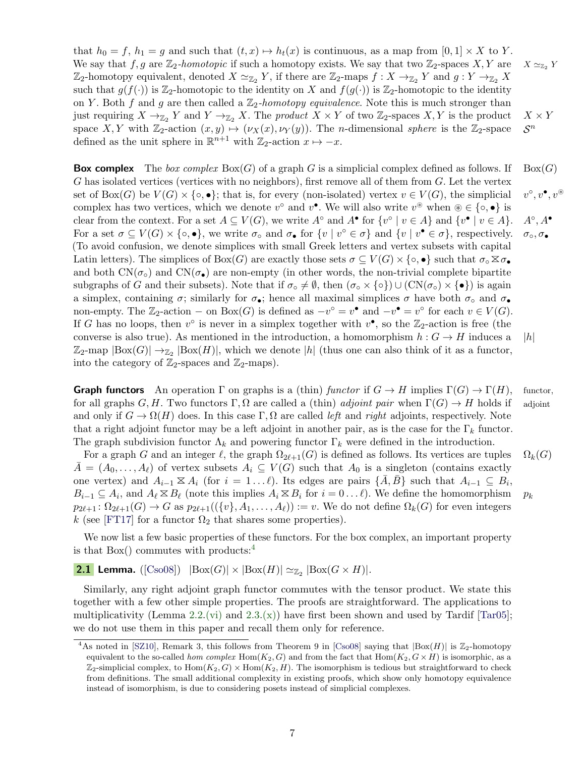that $h_0 = f$, $h_1 = g$ and such that $(t, x) \mapsto h_t(x)$ is continuous, as a map from $[0, 1] \times X$ to $Y$. We say that $f, g$ are $\mathbb{Z}_2$-*homotopic* if such a homotopy exists. We say that two $\mathbb{Z}_2$-spaces $X, Y$ are $\mathbb{Z}_2$-homotopy equivalent, denoted $X \simeq_{\mathbb{Z}_2} Y$, if there are $\mathbb{Z}_2$-maps $f : X \to_{\mathbb{Z}_2} Y$ and $g : Y \to_{\mathbb{Z}_2} X$ such that $g(f(\cdot))$ is $\mathbb{Z}_2$-homotopic to the identity on $X$ and $f(g(\cdot))$ is $\mathbb{Z}_2$-homotopic to the identity on $Y$. Both $f$ and $g$ are then called a $\mathbb{Z}_2$-*homotopy equivalence*. Note this is much stronger than just requiring $X \to_{\mathbb{Z}_2} Y$ and $Y \to_{\mathbb{Z}_2} X$. The *product* $X \times Y$ of two $\mathbb{Z}_2$-spaces $X, Y$ is the product space $X, Y$ with $\mathbb{Z}_2$-action $(x, y) \mapsto (\nu_X(x), \nu_Y(y))$. The $n$-dimensional *sphere* is the $\mathbb{Z}_2$-space defined as the unit sphere in $\mathbb{R}^{n+1}$ with $\mathbb{Z}_2$-action $x \mapsto -x$.

**Box complex** The *box complex* $\mathrm{Box}(G)$ of a graph $G$ is a simplicial complex defined as follows. If $G$ has isolated vertices (vertices with no neighbors), first remove all of them from $G$. Let the vertex set of $\mathrm{Box}(G)$ be $V(G) \times \{\circ, \bullet\}$; that is, for every (non-isolated) vertex $v \in V(G)$, the simplicial complex has two vertices, which we denote $v^\circ$ and $v^\bullet$. We will also write $v^\circledast$ when $\circledast \in \{\circ, \bullet\}$ is clear from the context. For a set $A \subseteq V(G)$, we write $A^\circ$ and $A^\bullet$ for $\{v^\circ \mid v \in A\}$ and $\{v^\bullet \mid v \in A\}$. For a set $\sigma \subseteq V(G) \times \{\circ, \bullet\}$, we write $\sigma_\circ$ and $\sigma_\bullet$ for $\{v \mid v^\circ \in \sigma\}$ and $\{v \mid v^\bullet \in \sigma\}$, respectively. (To avoid confusion, we denote simplices with small Greek letters and vertex subsets with capital Latin letters). The simplices of $\mathrm{Box}(G)$ are exactly those sets $\sigma \subseteq V(G) \times \{\circ, \bullet\}$ such that $\sigma_\circ \boxtimes \sigma_\bullet$ and both $\mathrm{CN}(\sigma_\circ)$ and $\mathrm{CN}(\sigma_\bullet)$ are non-empty (in other words, the non-trivial complete bipartite subgraphs of $G$ and their subsets). Note that if $\sigma_\circ \neq \emptyset$, then $(\sigma_\circ \times \{\circ\}) \cup (\mathrm{CN}(\sigma_\circ) \times \{\bullet\})$ is again a simplex, containing $\sigma$; similarly for $\sigma_\bullet$; hence all maximal simplices $\sigma$ have both $\sigma_\circ$ and $\sigma_\bullet$ non-empty. The $\mathbb{Z}_2$-action $-$ on $\mathrm{Box}(G)$ is defined as $-v^\circ = v^\bullet$ and $-v^\bullet = v^\circ$ for each $v \in V(G)$. If $G$ has no loops, then $v^\circ$ is never in a simplex together with $v^\bullet$, so the $\mathbb{Z}_2$-action is free (the converse is also true). As mentioned in the introduction, a homomorphism $h : G \to H$ induces a $\mathbb{Z}_2$-map $|\mathrm{Box}(G)| \to_{\mathbb{Z}_2} |\mathrm{Box}(H)|$, which we denote $|h|$ (thus one can also think of it as a functor, into the category of $\mathbb{Z}_2$-spaces and $\mathbb{Z}_2$-maps).

**Graph functors** An operation $\Gamma$ on graphs is a (thin) *functor* if $G \to H$ implies $\Gamma(G) \to \Gamma(H)$, for all graphs $G, H$. Two functors $\Gamma, \Omega$ are called a (thin) *adjoint pair* when $\Gamma(G) \to H$ holds if and only if $G \to \Omega(H)$ does. In this case $\Gamma, \Omega$ are called *left* and *right* adjoints, respectively. Note that a right adjoint functor may be a left adjoint in another pair, as is the case for the $\Gamma_k$ functor. The graph subdivision functor $\Lambda_k$ and powering functor $\Gamma_k$ were defined in the introduction.

For a graph $G$ and an integer $\ell$, the graph $\Omega_{2\ell+1}(G)$ is defined as follows. Its vertices are tuples $\bar{A} = (A_0, \ldots, A_\ell)$ of vertex subsets $A_i \subseteq V(G)$ such that $A_0$ is a singleton (contains exactly one vertex) and $A_{i-1} \boxtimes A_i$ (for $i = 1 \ldots \ell$). Its edges are pairs $\{\bar{A}, \bar{B}\}$ such that $A_{i-1} \subseteq B_i$, $B_{i-1} \subseteq A_i$, and $A_\ell \boxtimes B_\ell$ (note this implies $A_i \boxtimes B_i$ for $i = 0 \ldots \ell$). We define the homomorphism $p_{2\ell+1} \colon \Omega_{2\ell+1}(G) \to G$ as $p_{2\ell+1}((\{v\}, A_1, \ldots, A_\ell)) := v$. We do not define $\Omega_k(G)$ for even integers $k$ (see [FT17] for a functor $\Omega_2$ that shares some properties).

We now list a few basic properties of these functors. For the box complex, an important property is that Box() commutes with products:[4]

**2.1 Lemma.** ([Cso08]) $|\mathrm{Box}(G)| \times |\mathrm{Box}(H)| \simeq_{\mathbb{Z}_2} |\mathrm{Box}(G \times H)|$.

Similarly, any right adjoint graph functor commutes with the tensor product. We state this together with a few other simple properties. The proofs are straightforward. The applications to multiplicativity (Lemma 2.2.(vi) and 2.3.(x)) have first been shown and used by Tardif [Tar05]; we do not use them in this paper and recall them only for reference.

[4] As noted in [SZ10], Remark 3, this follows from Theorem 9 in [Cso08] saying that $|\mathrm{Box}(H)|$ is $\mathbb{Z}_2$-homotopy equivalent to the so-called *hom complex* $\mathrm{Hom}(K_2, G)$ and from the fact that $\mathrm{Hom}(K_2, G \times H)$ is isomorphic, as a $\mathbb{Z}_2$-simplicial complex, to $\mathrm{Hom}(K_2, G) \times \mathrm{Hom}(K_2, H)$. The isomorphism is tedious but straightforward to check from definitions. The small additional complexity in existing proofs, which show only homotopy equivalence instead of isomorphism, is due to considering posets instead of simplicial complexes.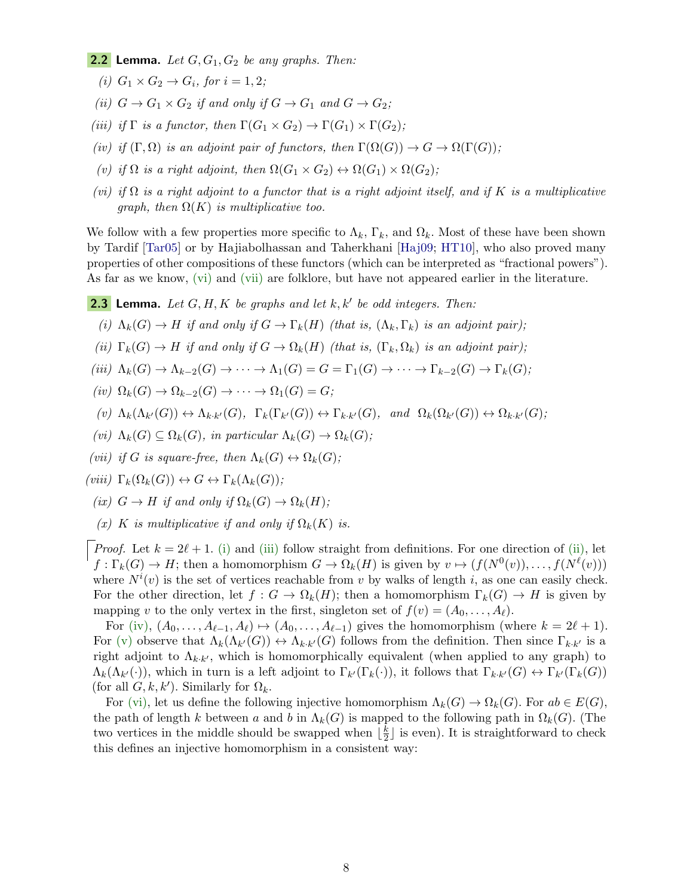**2.2 Lemma.** *Let $G, G_1, G_2$ be any graphs. Then:*

- *(i)* $G_1 \times G_2 \to G_i$, *for* $i = 1, 2$;
- *(ii)* $G \to G_1 \times G_2$ *if and only if* $G \to G_1$ *and* $G \to G_2$;
- *(iii)* *if* $\Gamma$ *is a functor, then* $\Gamma(G_1 \times G_2) \to \Gamma(G_1) \times \Gamma(G_2)$;
- *(iv)* *if* $(\Gamma, \Omega)$ *is an adjoint pair of functors, then* $\Gamma(\Omega(G)) \to G \to \Omega(\Gamma(G))$;
- *(v)* *if* $\Omega$ *is a right adjoint, then* $\Omega(G_1 \times G_2) \leftrightarrow \Omega(G_1) \times \Omega(G_2)$;
- *(vi)* *if* $\Omega$ *is a right adjoint to a functor that is a right adjoint itself, and if* $K$ *is a multiplicative graph, then* $\Omega(K)$ *is multiplicative too.*

We follow with a few properties more specific to $\Lambda_k$, $\Gamma_k$, and $\Omega_k$. Most of these have been shown by Tardif [Tar05] or by Hajiabolhassan and Taherkhani [Haj09; HT10], who also proved many properties of other compositions of these functors (which can be interpreted as "fractional powers"). As far as we know, (vi) and (vii) are folklore, but have not appeared earlier in the literature.

**2.3 Lemma.** *Let $G, H, K$ be graphs and let $k, k'$ be odd integers. Then:*

- *(i)* $\Lambda_k(G) \to H$ *if and only if* $G \to \Gamma_k(H)$ *(that is,* $(\Lambda_k, \Gamma_k)$ *is an adjoint pair);*
- *(ii)* $\Gamma_k(G) \to H$ *if and only if* $G \to \Omega_k(H)$ *(that is,* $(\Gamma_k, \Omega_k)$ *is an adjoint pair);*
- *(iii)* $\Lambda_k(G) \to \Lambda_{k-2}(G) \to \cdots \to \Lambda_1(G) = G = \Gamma_1(G) \to \cdots \to \Gamma_{k-2}(G) \to \Gamma_k(G)$;
- *(iv)* $\Omega_k(G) \to \Omega_{k-2}(G) \to \cdots \to \Omega_1(G) = G$;
- *(v)* $\Lambda_k(\Lambda_{k'}(G)) \leftrightarrow \Lambda_{k\cdot k'}(G)$, $\Gamma_k(\Gamma_{k'}(G)) \leftrightarrow \Gamma_{k\cdot k'}(G)$, *and* $\Omega_k(\Omega_{k'}(G)) \leftrightarrow \Omega_{k\cdot k'}(G)$;
- *(vi)* $\Lambda_k(G) \subseteq \Omega_k(G)$, *in particular* $\Lambda_k(G) \to \Omega_k(G)$;
- *(vii)* *if* $G$ *is square-free, then* $\Lambda_k(G) \leftrightarrow \Omega_k(G)$;
- *(viii)* $\Gamma_k(\Omega_k(G)) \leftrightarrow G \leftrightarrow \Gamma_k(\Lambda_k(G))$;
- *(ix)* $G \to H$ *if and only if* $\Omega_k(G) \to \Omega_k(H)$;
- *(x)* $K$ *is multiplicative if and only if* $\Omega_k(K)$ *is.*

*Proof.* Let $k = 2\ell + 1$. (i) and (iii) follow straight from definitions. For one direction of (ii), let $f : \Gamma_k(G) \to H$; then a homomorphism $G \to \Omega_k(H)$ is given by $v \mapsto (f(N^0(v)), \dots, f(N^\ell(v)))$ where $N^i(v)$ is the set of vertices reachable from $v$ by walks of length $i$, as one can easily check. For the other direction, let $f : G \to \Omega_k(H)$; then a homomorphism $\Gamma_k(G) \to H$ is given by mapping $v$ to the only vertex in the first, singleton set of $f(v) = (A_0, \dots, A_\ell)$.

For (iv), $(A_0, \dots, A_{\ell-1}, A_\ell) \mapsto (A_0, \dots, A_{\ell-1})$ gives the homomorphism (where $k = 2\ell + 1$). For (v) observe that $\Lambda_k(\Lambda_{k'}(G)) \leftrightarrow \Lambda_{k\cdot k'}(G)$ follows from the definition. Then since $\Gamma_{k\cdot k'}$ is a right adjoint to $\Lambda_{k\cdot k'}$, which is homomorphically equivalent (when applied to any graph) to $\Lambda_k(\Lambda_{k'}(\cdot))$, which in turn is a left adjoint to $\Gamma_{k'}(\Gamma_k(\cdot))$, it follows that $\Gamma_{k\cdot k'}(G) \leftrightarrow \Gamma_{k'}(\Gamma_k(G))$ (for all $G, k, k'$). Similarly for $\Omega_k$.

For (vi), let us define the following injective homomorphism $\Lambda_k(G) \to \Omega_k(G)$. For $ab \in E(G)$, the path of length $k$ between $a$ and $b$ in $\Lambda_k(G)$ is mapped to the following path in $\Omega_k(G)$. (The two vertices in the middle should be swapped when $\lfloor \frac{k}{2} \rfloor$ is even). It is straightforward to check this defines an injective homomorphism in a consistent way: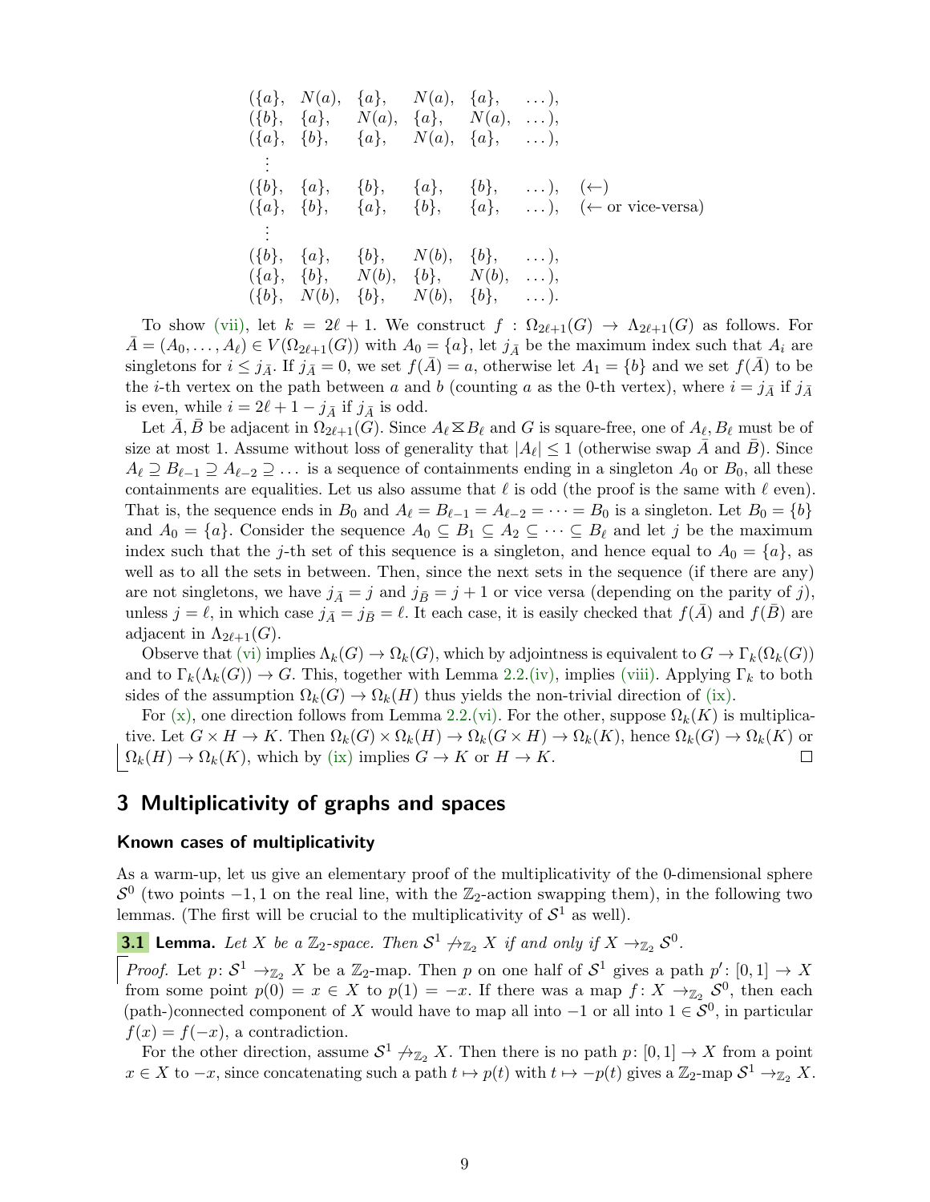$$
\begin{array}{llllll}
(\{a\}, & N(a), & \{a\}, & N(a), & \{a\}, & \dots), \\
(\{b\}, & \{a\}, & N(a), & \{a\}, & N(a), & \dots), \\
(\{a\}, & \{b\}, & \{a\}, & N(a), & \{a\}, & \dots), \\
\vdots & & & & & \\
(\{b\}, & \{a\}, & \{b\}, & \{a\}, & \{b\}, & \dots), \quad (\leftarrow) \\
(\{a\}, & \{b\}, & \{a\}, & \{b\}, & \{a\}, & \dots), \quad (\leftarrow \text{ or vice-versa}) \\
\vdots & & & & & \\
(\{b\}, & \{a\}, & \{b\}, & N(b), & \{b\}, & \dots), \\
(\{a\}, & \{b\}, & N(b), & \{b\}, & N(b), & \dots), \\
(\{b\}, & N(b), & \{b\}, & N(b), & \{b\}, & \dots).
\end{array}
$$

To show (vii), let $k = 2\ell + 1$. We construct $f : \Omega_{2\ell+1}(G) \to \Lambda_{2\ell+1}(G)$ as follows. For $\bar{A} = (A_0, \dots, A_\ell) \in V(\Omega_{2\ell+1}(G))$ with $A_0 = \{a\}$, let $j_{\bar{A}}$ be the maximum index such that $A_i$ are singletons for $i \leq j_{\bar{A}}$. If $j_{\bar{A}} = 0$, we set $f(\bar{A}) = a$, otherwise let $A_1 = \{b\}$ and we set $f(\bar{A})$ to be the $i$-th vertex on the path between $a$ and $b$ (counting $a$ as the 0-th vertex), where $i = j_{\bar{A}}$ if $j_{\bar{A}}$ is even, while $i = 2\ell + 1 - j_{\bar{A}}$ if $j_{\bar{A}}$ is odd.

Let $\bar{A}, \bar{B}$ be adjacent in $\Omega_{2\ell+1}(G)$. Since $A_\ell \boxtimes B_\ell$ and $G$ is square-free, one of $A_\ell, B_\ell$ must be of size at most 1. Assume without loss of generality that $|A_\ell| \leq 1$ (otherwise swap $\bar{A}$ and $\bar{B}$). Since $A_\ell \supseteq B_{\ell-1} \supseteq A_{\ell-2} \supseteq \dots$ is a sequence of containments ending in a singleton $A_0$ or $B_0$, all these containments are equalities. Let us also assume that $\ell$ is odd (the proof is the same with $\ell$ even). That is, the sequence ends in $B_0$ and $A_\ell = B_{\ell-1} = A_{\ell-2} = \dots = B_0$ is a singleton. Let $B_0 = \{b\}$ and $A_0 = \{a\}$. Consider the sequence $A_0 \subseteq B_1 \subseteq A_2 \subseteq \dots \subseteq B_\ell$ and let $j$ be the maximum index such that the $j$-th set of this sequence is a singleton, and hence equal to $A_0 = \{a\}$, as well as to all the sets in between. Then, since the next sets in the sequence (if there are any) are not singletons, we have $j_{\bar{A}} = j$ and $j_{\bar{B}} = j + 1$ or vice versa (depending on the parity of $j$), unless $j = \ell$, in which case $j_{\bar{A}} = j_{\bar{B}} = \ell$. It each case, it is easily checked that $f(\bar{A})$ and $f(\bar{B})$ are adjacent in $\Lambda_{2\ell+1}(G)$.

Observe that (vi) implies $\Lambda_k(G) \to \Omega_k(G)$, which by adjointness is equivalent to $G \to \Gamma_k(\Omega_k(G))$ and to $\Gamma_k(\Lambda_k(G)) \to G$. This, together with Lemma 2.2.(iv), implies (viii). Applying $\Gamma_k$ to both sides of the assumption $\Omega_k(G) \to \Omega_k(H)$ thus yields the non-trivial direction of (ix).

For (x), one direction follows from Lemma 2.2.(vi). For the other, suppose $\Omega_k(K)$ is multiplicative. Let $G \times H \to K$. Then $\Omega_k(G) \times \Omega_k(H) \to \Omega_k(G \times H) \to \Omega_k(K)$, hence $\Omega_k(G) \to \Omega_k(K)$ or $\Omega_k(H) \to \Omega_k(K)$, which by (ix) implies $G \to K$ or $H \to K$. □

## 3 Multiplicativity of graphs and spaces

### Known cases of multiplicativity

As a warm-up, let us give an elementary proof of the multiplicativity of the 0-dimensional sphere $\mathcal{S}^0$ (two points $-1, 1$ on the real line, with the $\mathbb{Z}_2$-action swapping them), in the following two lemmas. (The first will be crucial to the multiplicativity of $\mathcal{S}^1$ as well).

**3.1 Lemma.** *Let $X$ be a $\mathbb{Z}_2$-space. Then $\mathcal{S}^1 \not\to_{\mathbb{Z}_2} X$ if and only if $X \to_{\mathbb{Z}_2} \mathcal{S}^0$.*

*Proof.* Let $p\colon \mathcal{S}^1 \to_{\mathbb{Z}_2} X$ be a $\mathbb{Z}_2$-map. Then $p$ on one half of $\mathcal{S}^1$ gives a path $p'\colon [0,1] \to X$ from some point $p(0) = x \in X$ to $p(1) = -x$. If there was a map $f\colon X \to_{\mathbb{Z}_2} \mathcal{S}^0$, then each (path-)connected component of $X$ would have to map all into $-1$ or all into $1 \in \mathcal{S}^0$, in particular $f(x) = f(-x)$, a contradiction.

For the other direction, assume $\mathcal{S}^1 \not\to_{\mathbb{Z}_2} X$. Then there is no path $p\colon [0,1] \to X$ from a point $x \in X$ to $-x$, since concatenating such a path $t \mapsto p(t)$ with $t \mapsto -p(t)$ gives a $\mathbb{Z}_2$-map $\mathcal{S}^1 \to_{\mathbb{Z}_2} X$.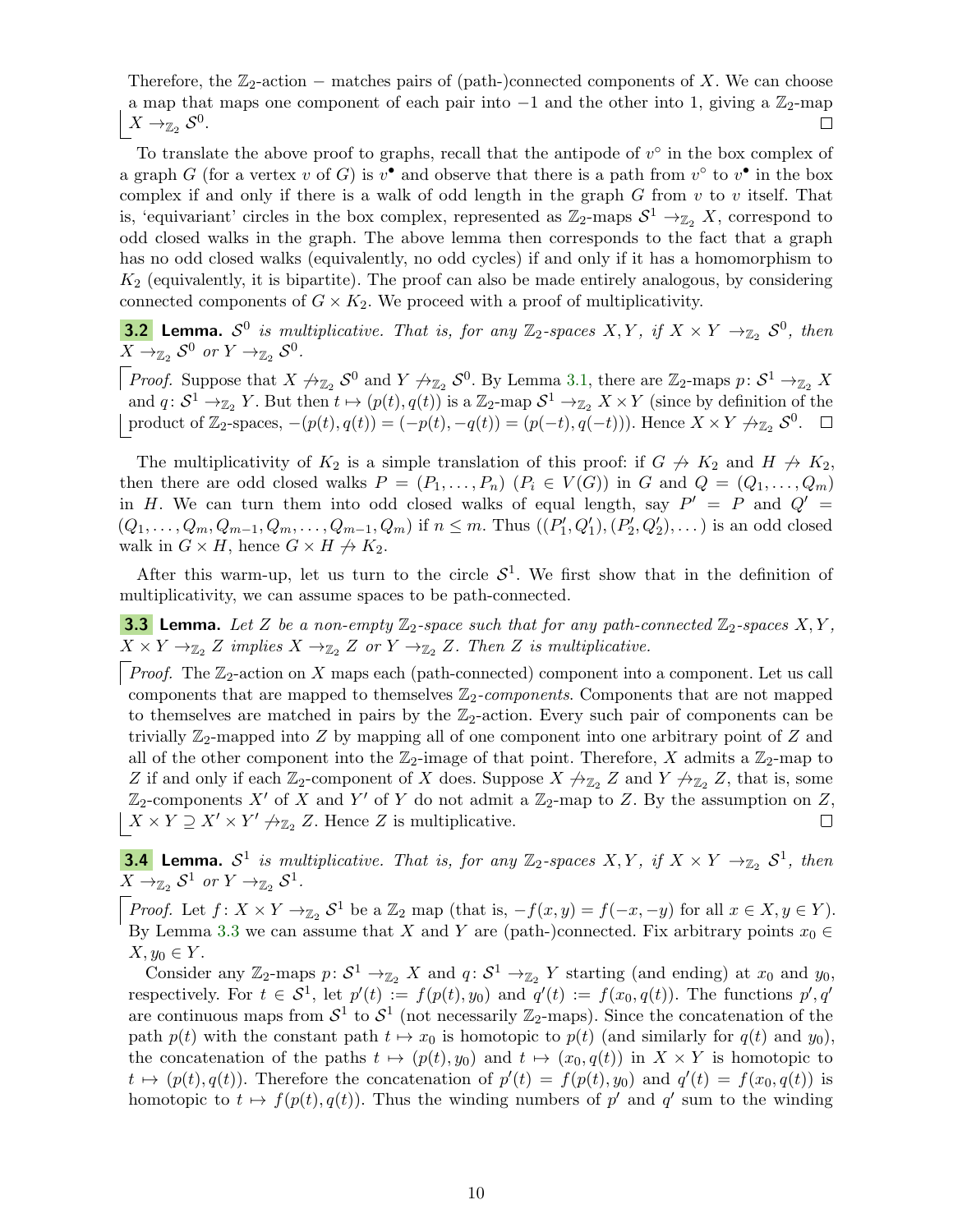Therefore, the $\mathbb{Z}_2$-action $-$ matches pairs of (path-)connected components of $X$. We can choose a map that maps one component of each pair into $-1$ and the other into 1, giving a $\mathbb{Z}_2$-map $X \to_{\mathbb{Z}_2} \mathcal{S}^0$. □

To translate the above proof to graphs, recall that the antipode of $v^\circ$ in the box complex of a graph $G$ (for a vertex $v$ of $G$) is $v^\bullet$ and observe that there is a path from $v^\circ$ to $v^\bullet$ in the box complex if and only if there is a walk of odd length in the graph $G$ from $v$ to $v$ itself. That is, 'equivariant' circles in the box complex, represented as $\mathbb{Z}_2$-maps $\mathcal{S}^1 \to_{\mathbb{Z}_2} X$, correspond to odd closed walks in the graph. The above lemma then corresponds to the fact that a graph has no odd closed walks (equivalently, no odd cycles) if and only if it has a homomorphism to $K_2$ (equivalently, it is bipartite). The proof can also be made entirely analogous, by considering connected components of $G \times K_2$. We proceed with a proof of multiplicativity.

**3.2 Lemma.** *$\mathcal{S}^0$ is multiplicative. That is, for any $\mathbb{Z}_2$-spaces $X, Y$, if $X \times Y \to_{\mathbb{Z}_2} \mathcal{S}^0$, then $X \to_{\mathbb{Z}_2} \mathcal{S}^0$ or $Y \to_{\mathbb{Z}_2} \mathcal{S}^0$.*

*Proof.* Suppose that $X \not\to_{\mathbb{Z}_2} \mathcal{S}^0$ and $Y \not\to_{\mathbb{Z}_2} \mathcal{S}^0$. By Lemma 3.1, there are $\mathbb{Z}_2$-maps $p\colon \mathcal{S}^1 \to_{\mathbb{Z}_2} X$ and $q\colon \mathcal{S}^1 \to_{\mathbb{Z}_2} Y$. But then $t \mapsto (p(t), q(t))$ is a $\mathbb{Z}_2$-map $\mathcal{S}^1 \to_{\mathbb{Z}_2} X \times Y$ (since by definition of the product of $\mathbb{Z}_2$-spaces, $-(p(t), q(t)) = (-p(t), -q(t)) = (p(-t), q(-t))$). Hence $X \times Y \not\to_{\mathbb{Z}_2} \mathcal{S}^0$. □

The multiplicativity of $K_2$ is a simple translation of this proof: if $G \not\to K_2$ and $H \not\to K_2$, then there are odd closed walks $P = (P_1, \dots, P_n)$ $(P_i \in V(G))$ in $G$ and $Q = (Q_1, \dots, Q_m)$ in $H$. We can turn them into odd closed walks of equal length, say $P' = P$ and $Q' = (Q_1, \dots, Q_m, Q_{m-1}, Q_m, \dots, Q_{m-1}, Q_m)$ if $n \le m$. Thus $((P'_1, Q'_1), (P'_2, Q'_2), \dots)$ is an odd closed walk in $G \times H$, hence $G \times H \not\to K_2$.

After this warm-up, let us turn to the circle $\mathcal{S}^1$. We first show that in the definition of multiplicativity, we can assume spaces to be path-connected.

**3.3 Lemma.** *Let $Z$ be a non-empty $\mathbb{Z}_2$-space such that for any path-connected $\mathbb{Z}_2$-spaces $X, Y$, $X \times Y \to_{\mathbb{Z}_2} Z$ implies $X \to_{\mathbb{Z}_2} Z$ or $Y \to_{\mathbb{Z}_2} Z$. Then $Z$ is multiplicative.*

*Proof.* The $\mathbb{Z}_2$-action on $X$ maps each (path-connected) component into a component. Let us call components that are mapped to themselves $\mathbb{Z}_2$-*components*. Components that are not mapped to themselves are matched in pairs by the $\mathbb{Z}_2$-action. Every such pair of components can be trivially $\mathbb{Z}_2$-mapped into $Z$ by mapping all of one component into one arbitrary point of $Z$ and all of the other component into the $\mathbb{Z}_2$-image of that point. Therefore, $X$ admits a $\mathbb{Z}_2$-map to $Z$ if and only if each $\mathbb{Z}_2$-component of $X$ does. Suppose $X \not\to_{\mathbb{Z}_2} Z$ and $Y \not\to_{\mathbb{Z}_2} Z$, that is, some $\mathbb{Z}_2$-components $X'$ of $X$ and $Y'$ of $Y$ do not admit a $\mathbb{Z}_2$-map to $Z$. By the assumption on $Z$, $X \times Y \supseteq X' \times Y' \not\to_{\mathbb{Z}_2} Z$. Hence $Z$ is multiplicative. □

**3.4 Lemma.** *$\mathcal{S}^1$ is multiplicative. That is, for any $\mathbb{Z}_2$-spaces $X, Y$, if $X \times Y \to_{\mathbb{Z}_2} \mathcal{S}^1$, then $X \to_{\mathbb{Z}_2} \mathcal{S}^1$ or $Y \to_{\mathbb{Z}_2} \mathcal{S}^1$.*

*Proof.* Let $f\colon X \times Y \to_{\mathbb{Z}_2} \mathcal{S}^1$ be a $\mathbb{Z}_2$ map (that is, $-f(x, y) = f(-x, -y)$ for all $x \in X, y \in Y$). By Lemma 3.3 we can assume that $X$ and $Y$ are (path-)connected. Fix arbitrary points $x_0 \in X, y_0 \in Y$.

Consider any $\mathbb{Z}_2$-maps $p\colon \mathcal{S}^1 \to_{\mathbb{Z}_2} X$ and $q\colon \mathcal{S}^1 \to_{\mathbb{Z}_2} Y$ starting (and ending) at $x_0$ and $y_0$, respectively. For $t \in \mathcal{S}^1$, let $p'(t) := f(p(t), y_0)$ and $q'(t) := f(x_0, q(t))$. The functions $p', q'$ are continuous maps from $\mathcal{S}^1$ to $\mathcal{S}^1$ (not necessarily $\mathbb{Z}_2$-maps). Since the concatenation of the path $p(t)$ with the constant path $t \mapsto x_0$ is homotopic to $p(t)$ (and similarly for $q(t)$ and $y_0$), the concatenation of the paths $t \mapsto (p(t), y_0)$ and $t \mapsto (x_0, q(t))$ in $X \times Y$ is homotopic to $t \mapsto (p(t), q(t))$. Therefore the concatenation of $p'(t) = f(p(t), y_0)$ and $q'(t) = f(x_0, q(t))$ is homotopic to $t \mapsto f(p(t), q(t))$. Thus the winding numbers of $p'$ and $q'$ sum to the winding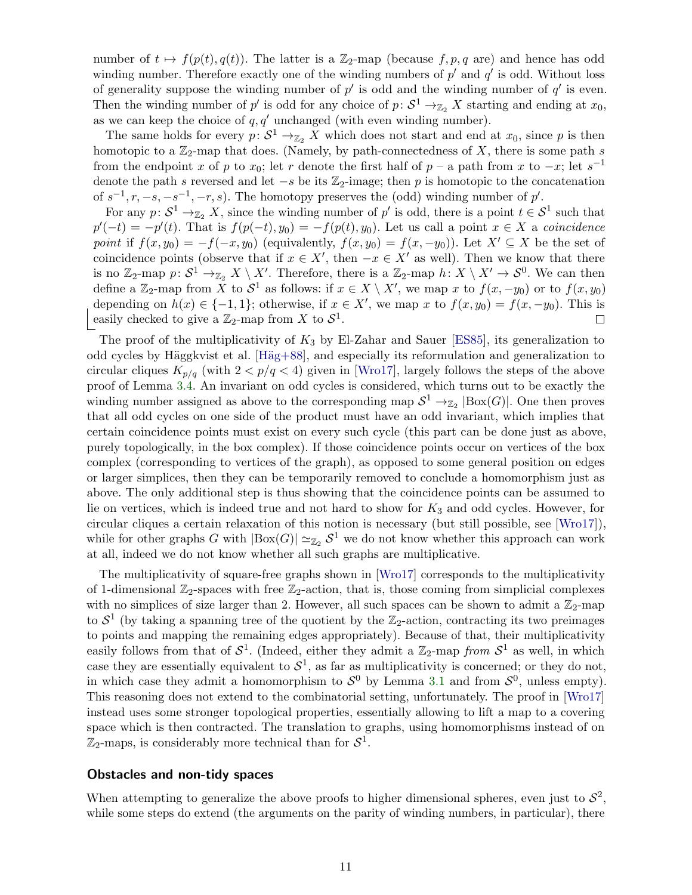number of $t \mapsto f(p(t), q(t))$. The latter is a $\mathbb{Z}_2$-map (because $f, p, q$ are) and hence has odd winding number. Therefore exactly one of the winding numbers of $p'$ and $q'$ is odd. Without loss of generality suppose the winding number of $p'$ is odd and the winding number of $q'$ is even. Then the winding number of $p'$ is odd for any choice of $p\colon \mathcal{S}^1 \to_{\mathbb{Z}_2} X$ starting and ending at $x_0$, as we can keep the choice of $q, q'$ unchanged (with even winding number).

The same holds for every $p\colon \mathcal{S}^1 \to_{\mathbb{Z}_2} X$ which does not start and end at $x_0$, since $p$ is then homotopic to a $\mathbb{Z}_2$-map that does. (Namely, by path-connectedness of $X$, there is some path $s$ from the endpoint $x$ of $p$ to $x_0$; let $r$ denote the first half of $p$ – a path from $x$ to $-x$; let $s^{-1}$ denote the path $s$ reversed and let $-s$ be its $\mathbb{Z}_2$-image; then $p$ is homotopic to the concatenation of $s^{-1}, r, -s, -s^{-1}, -r, s$). The homotopy preserves the (odd) winding number of $p'$.

For any $p\colon \mathcal{S}^1 \to_{\mathbb{Z}_2} X$, since the winding number of $p'$ is odd, there is a point $t \in \mathcal{S}^1$ such that $p'(-t) = -p'(t)$. That is $f(p(-t), y_0) = -f(p(t), y_0)$. Let us call a point $x \in X$ a *coincidence point* if $f(x, y_0) = -f(-x, y_0)$ (equivalently, $f(x, y_0) = f(x, -y_0)$). Let $X' \subseteq X$ be the set of coincidence points (observe that if $x \in X'$, then $-x \in X'$ as well). Then we know that there is no $\mathbb{Z}_2$-map $p\colon \mathcal{S}^1 \to_{\mathbb{Z}_2} X \setminus X'$. Therefore, there is a $\mathbb{Z}_2$-map $h\colon X \setminus X' \to \mathcal{S}^0$. We can then define a $\mathbb{Z}_2$-map from $X$ to $\mathcal{S}^1$ as follows: if $x \in X \setminus X'$, we map $x$ to $f(x, -y_0)$ or to $f(x, y_0)$ depending on $h(x) \in \{-1, 1\}$; otherwise, if $x \in X'$, we map $x$ to $f(x, y_0) = f(x, -y_0)$. This is easily checked to give a $\mathbb{Z}_2$-map from $X$ to $\mathcal{S}^1$. ◻

The proof of the multiplicativity of $K_3$ by El-Zahar and Sauer [ES85], its generalization to odd cycles by Häggkvist et al. [Häg+88], and especially its reformulation and generalization to circular cliques $K_{p/q}$ (with $2 < p/q < 4$) given in [Wro17], largely follows the steps of the above proof of Lemma 3.4. An invariant on odd cycles is considered, which turns out to be exactly the winding number assigned as above to the corresponding map $\mathcal{S}^1 \to_{\mathbb{Z}_2} |\mathrm{Box}(G)|$. One then proves that all odd cycles on one side of the product must have an odd invariant, which implies that certain coincidence points must exist on every such cycle (this part can be done just as above, purely topologically, in the box complex). If those coincidence points occur on vertices of the box complex (corresponding to vertices of the graph), as opposed to some general position on edges or larger simplices, then they can be temporarily removed to conclude a homomorphism just as above. The only additional step is thus showing that the coincidence points can be assumed to lie on vertices, which is indeed true and not hard to show for $K_3$ and odd cycles. However, for circular cliques a certain relaxation of this notion is necessary (but still possible, see [Wro17]), while for other graphs $G$ with $|\mathrm{Box}(G)| \simeq_{\mathbb{Z}_2} \mathcal{S}^1$ we do not know whether this approach can work at all, indeed we do not know whether all such graphs are multiplicative.

The multiplicativity of square-free graphs shown in [Wro17] corresponds to the multiplicativity of 1-dimensional $\mathbb{Z}_2$-spaces with free $\mathbb{Z}_2$-action, that is, those coming from simplicial complexes with no simplices of size larger than 2. However, all such spaces can be shown to admit a $\mathbb{Z}_2$-map to $\mathcal{S}^1$ (by taking a spanning tree of the quotient by the $\mathbb{Z}_2$-action, contracting its two preimages to points and mapping the remaining edges appropriately). Because of that, their multiplicativity easily follows from that of $\mathcal{S}^1$. (Indeed, either they admit a $\mathbb{Z}_2$-map *from* $\mathcal{S}^1$ as well, in which case they are essentially equivalent to $\mathcal{S}^1$, as far as multiplicativity is concerned; or they do not, in which case they admit a homomorphism to $\mathcal{S}^0$ by Lemma 3.1 and from $\mathcal{S}^0$, unless empty). This reasoning does not extend to the combinatorial setting, unfortunately. The proof in [Wro17] instead uses some stronger topological properties, essentially allowing to lift a map to a covering space which is then contracted. The translation to graphs, using homomorphisms instead of on $\mathbb{Z}_2$-maps, is considerably more technical than for $\mathcal{S}^1$.

### Obstacles and non-tidy spaces

When attempting to generalize the above proofs to higher dimensional spheres, even just to $\mathcal{S}^2$, while some steps do extend (the arguments on the parity of winding numbers, in particular), there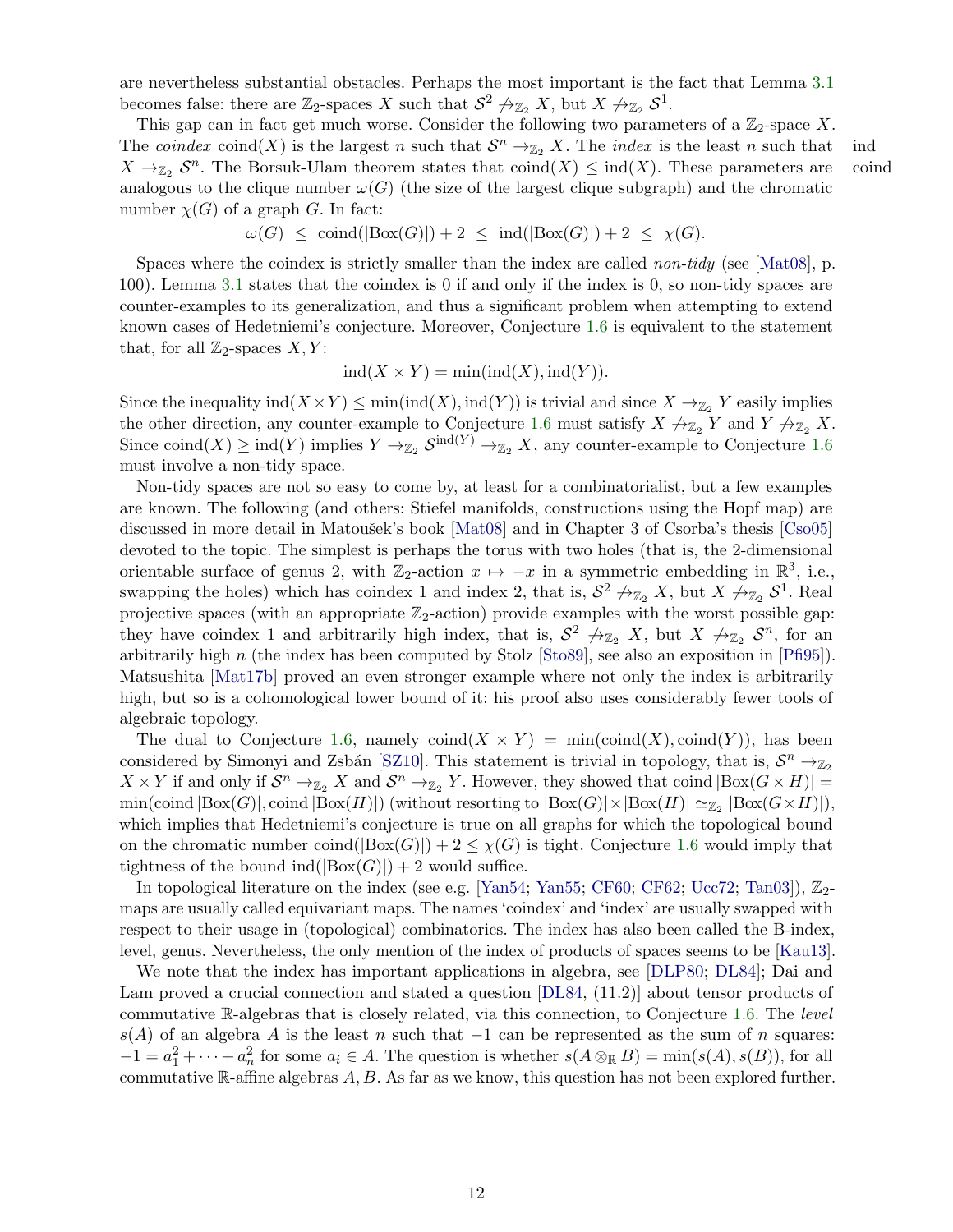are nevertheless substantial obstacles. Perhaps the most important is the fact that Lemma 3.1 becomes false: there are $\mathbb{Z}_2$-spaces $X$ such that $\mathcal{S}^2 \not\to_{\mathbb{Z}_2} X$, but $X \not\to_{\mathbb{Z}_2} \mathcal{S}^1$.

This gap can in fact get much worse. Consider the following two parameters of a $\mathbb{Z}_2$-space $X$. The *coindex* $\operatorname{coind}(X)$ is the largest $n$ such that $\mathcal{S}^n \to_{\mathbb{Z}_2} X$. The *index* is the least $n$ such that $X \to_{\mathbb{Z}_2} \mathcal{S}^n$. The Borsuk-Ulam theorem states that $\operatorname{coind}(X) \leq \operatorname{ind}(X)$. These parameters are analogous to the clique number $\omega(G)$ (the size of the largest clique subgraph) and the chromatic number $\chi(G)$ of a graph $G$. In fact:

ind coind

$$\omega(G) \;\leq\; \operatorname{coind}(|\operatorname{Box}(G)|) + 2 \;\leq\; \operatorname{ind}(|\operatorname{Box}(G)|) + 2 \;\leq\; \chi(G).$$

Spaces where the coindex is strictly smaller than the index are called *non-tidy* (see [Mat08], p. 100). Lemma 3.1 states that the coindex is 0 if and only if the index is 0, so non-tidy spaces are counter-examples to its generalization, and thus a significant problem when attempting to extend known cases of Hedetniemi's conjecture. Moreover, Conjecture 1.6 is equivalent to the statement that, for all $\mathbb{Z}_2$-spaces $X, Y$:

$$\operatorname{ind}(X \times Y) = \min(\operatorname{ind}(X), \operatorname{ind}(Y)).$$

Since the inequality $\operatorname{ind}(X \times Y) \leq \min(\operatorname{ind}(X), \operatorname{ind}(Y))$ is trivial and since $X \to_{\mathbb{Z}_2} Y$ easily implies the other direction, any counter-example to Conjecture 1.6 must satisfy $X \not\to_{\mathbb{Z}_2} Y$ and $Y \not\to_{\mathbb{Z}_2} X$. Since $\operatorname{coind}(X) \geq \operatorname{ind}(Y)$ implies $Y \to_{\mathbb{Z}_2} \mathcal{S}^{\operatorname{ind}(Y)} \to_{\mathbb{Z}_2} X$, any counter-example to Conjecture 1.6 must involve a non-tidy space.

Non-tidy spaces are not so easy to come by, at least for a combinatorialist, but a few examples are known. The following (and others: Stiefel manifolds, constructions using the Hopf map) are discussed in more detail in Matoušek's book [Mat08] and in Chapter 3 of Csorba's thesis [Cso05] devoted to the topic. The simplest is perhaps the torus with two holes (that is, the 2-dimensional orientable surface of genus 2, with $\mathbb{Z}_2$-action $x \mapsto -x$ in a symmetric embedding in $\mathbb{R}^3$, i.e., swapping the holes) which has coindex 1 and index 2, that is, $\mathcal{S}^2 \not\to_{\mathbb{Z}_2} X$, but $X \not\to_{\mathbb{Z}_2} \mathcal{S}^1$. Real projective spaces (with an appropriate $\mathbb{Z}_2$-action) provide examples with the worst possible gap: they have coindex 1 and arbitrarily high index, that is, $\mathcal{S}^2 \not\to_{\mathbb{Z}_2} X$, but $X \not\to_{\mathbb{Z}_2} \mathcal{S}^n$, for an arbitrarily high $n$ (the index has been computed by Stolz [Sto89], see also an exposition in [Pfi95]). Matsushita [Mat17b] proved an even stronger example where not only the index is arbitrarily high, but so is a cohomological lower bound of it; his proof also uses considerably fewer tools of algebraic topology.

The dual to Conjecture 1.6, namely $\operatorname{coind}(X \times Y) = \min(\operatorname{coind}(X), \operatorname{coind}(Y))$, has been considered by Simonyi and Zsbán [SZ10]. This statement is trivial in topology, that is, $\mathcal{S}^n \to_{\mathbb{Z}_2} X \times Y$ if and only if $\mathcal{S}^n \to_{\mathbb{Z}_2} X$ and $\mathcal{S}^n \to_{\mathbb{Z}_2} Y$. However, they showed that $\operatorname{coind}|\operatorname{Box}(G \times H)| = \min(\operatorname{coind}|\operatorname{Box}(G)|, \operatorname{coind}|\operatorname{Box}(H)|)$ (without resorting to $|\operatorname{Box}(G)| \times |\operatorname{Box}(H)| \simeq_{\mathbb{Z}_2} |\operatorname{Box}(G \times H)|$), which implies that Hedetniemi's conjecture is true on all graphs for which the topological bound on the chromatic number $\operatorname{coind}(|\operatorname{Box}(G)|) + 2 \leq \chi(G)$ is tight. Conjecture 1.6 would imply that tightness of the bound $\operatorname{ind}(|\operatorname{Box}(G)|) + 2$ would suffice.

In topological literature on the index (see e.g. [Yan54; Yan55; CF60; CF62; Ucc72; Tan03]), $\mathbb{Z}_2$-maps are usually called equivariant maps. The names 'coindex' and 'index' are usually swapped with respect to their usage in (topological) combinatorics. The index has also been called the B-index, level, genus. Nevertheless, the only mention of the index of products of spaces seems to be [Kau13].

We note that the index has important applications in algebra, see [DLP80; DL84]; Dai and Lam proved a crucial connection and stated a question [DL84, (11.2)] about tensor products of commutative $\mathbb{R}$-algebras that is closely related, via this connection, to Conjecture 1.6. The *level* $s(A)$ of an algebra $A$ is the least $n$ such that $-1$ can be represented as the sum of $n$ squares: $-1 = a_1^2 + \cdots + a_n^2$ for some $a_i \in A$. The question is whether $s(A \otimes_{\mathbb{R}} B) = \min(s(A), s(B))$, for all commutative $\mathbb{R}$-affine algebras $A, B$. As far as we know, this question has not been explored further.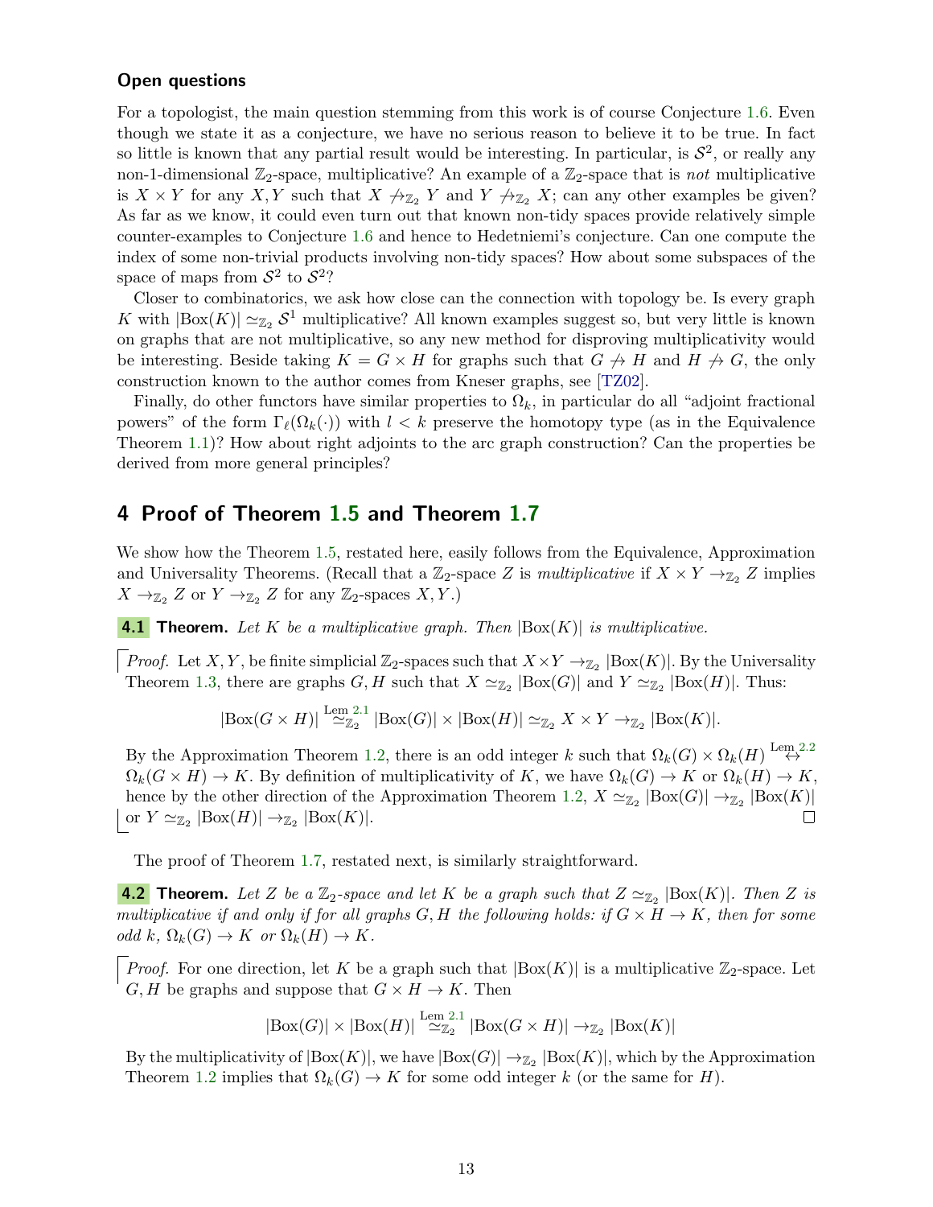### Open questions

For a topologist, the main question stemming from this work is of course Conjecture 1.6. Even though we state it as a conjecture, we have no serious reason to believe it to be true. In fact so little is known that any partial result would be interesting. In particular, is $\mathcal{S}^2$, or really any non-1-dimensional $\mathbb{Z}_2$-space, multiplicative? An example of a $\mathbb{Z}_2$-space that is *not* multiplicative is $X \times Y$ for any $X, Y$ such that $X \not\to_{\mathbb{Z}_2} Y$ and $Y \not\to_{\mathbb{Z}_2} X$; can any other examples be given? As far as we know, it could even turn out that known non-tidy spaces provide relatively simple counter-examples to Conjecture 1.6 and hence to Hedetniemi's conjecture. Can one compute the index of some non-trivial products involving non-tidy spaces? How about some subspaces of the space of maps from $\mathcal{S}^2$ to $\mathcal{S}^2$?

Closer to combinatorics, we ask how close can the connection with topology be. Is every graph $K$ with $|\mathrm{Box}(K)| \simeq_{\mathbb{Z}_2} \mathcal{S}^1$ multiplicative? All known examples suggest so, but very little is known on graphs that are not multiplicative, so any new method for disproving multiplicativity would be interesting. Beside taking $K = G \times H$ for graphs such that $G \not\to H$ and $H \not\to G$, the only construction known to the author comes from Kneser graphs, see [TZ02].

Finally, do other functors have similar properties to $\Omega_k$, in particular do all "adjoint fractional powers" of the form $\Gamma_\ell(\Omega_k(\cdot))$ with $l < k$ preserve the homotopy type (as in the Equivalence Theorem 1.1)? How about right adjoints to the arc graph construction? Can the properties be derived from more general principles?

## 4 Proof of Theorem 1.5 and Theorem 1.7

We show how the Theorem 1.5, restated here, easily follows from the Equivalence, Approximation and Universality Theorems. (Recall that a $\mathbb{Z}_2$-space $Z$ is *multiplicative* if $X \times Y \to_{\mathbb{Z}_2} Z$ implies $X \to_{\mathbb{Z}_2} Z$ or $Y \to_{\mathbb{Z}_2} Z$ for any $\mathbb{Z}_2$-spaces $X, Y$.)

**4.1 Theorem.** *Let $K$ be a multiplicative graph. Then $|\mathrm{Box}(K)|$ is multiplicative.*

*Proof.* Let $X, Y$, be finite simplicial $\mathbb{Z}_2$-spaces such that $X \times Y \to_{\mathbb{Z}_2} |\mathrm{Box}(K)|$. By the Universality Theorem 1.3, there are graphs $G, H$ such that $X \simeq_{\mathbb{Z}_2} |\mathrm{Box}(G)|$ and $Y \simeq_{\mathbb{Z}_2} |\mathrm{Box}(H)|$. Thus:

$$|\mathrm{Box}(G \times H)| \overset{\text{Lem 2.1}}{\simeq_{\mathbb{Z}_2}} |\mathrm{Box}(G)| \times |\mathrm{Box}(H)| \simeq_{\mathbb{Z}_2} X \times Y \to_{\mathbb{Z}_2} |\mathrm{Box}(K)|.$$

By the Approximation Theorem 1.2, there is an odd integer $k$ such that $\Omega_k(G) \times \Omega_k(H) \overset{\text{Lem 2.2}}{\leftrightarrow} \Omega_k(G \times H) \to K$. By definition of multiplicativity of $K$, we have $\Omega_k(G) \to K$ or $\Omega_k(H) \to K$, hence by the other direction of the Approximation Theorem 1.2, $X \simeq_{\mathbb{Z}_2} |\mathrm{Box}(G)| \to_{\mathbb{Z}_2} |\mathrm{Box}(K)|$ or $Y \simeq_{\mathbb{Z}_2} |\mathrm{Box}(H)| \to_{\mathbb{Z}_2} |\mathrm{Box}(K)|$. □

The proof of Theorem 1.7, restated next, is similarly straightforward.

**4.2 Theorem.** *Let $Z$ be a $\mathbb{Z}_2$-space and let $K$ be a graph such that $Z \simeq_{\mathbb{Z}_2} |\mathrm{Box}(K)|$. Then $Z$ is multiplicative if and only if for all graphs $G, H$ the following holds: if $G \times H \to K$, then for some odd $k$, $\Omega_k(G) \to K$ or $\Omega_k(H) \to K$.*

*Proof.* For one direction, let $K$ be a graph such that $|\mathrm{Box}(K)|$ is a multiplicative $\mathbb{Z}_2$-space. Let $G, H$ be graphs and suppose that $G \times H \to K$. Then

$$|\mathrm{Box}(G)| \times |\mathrm{Box}(H)| \overset{\text{Lem 2.1}}{\simeq_{\mathbb{Z}_2}} |\mathrm{Box}(G \times H)| \to_{\mathbb{Z}_2} |\mathrm{Box}(K)|$$

By the multiplicativity of $|\mathrm{Box}(K)|$, we have $|\mathrm{Box}(G)| \to_{\mathbb{Z}_2} |\mathrm{Box}(K)|$, which by the Approximation Theorem 1.2 implies that $\Omega_k(G) \to K$ for some odd integer $k$ (or the same for $H$).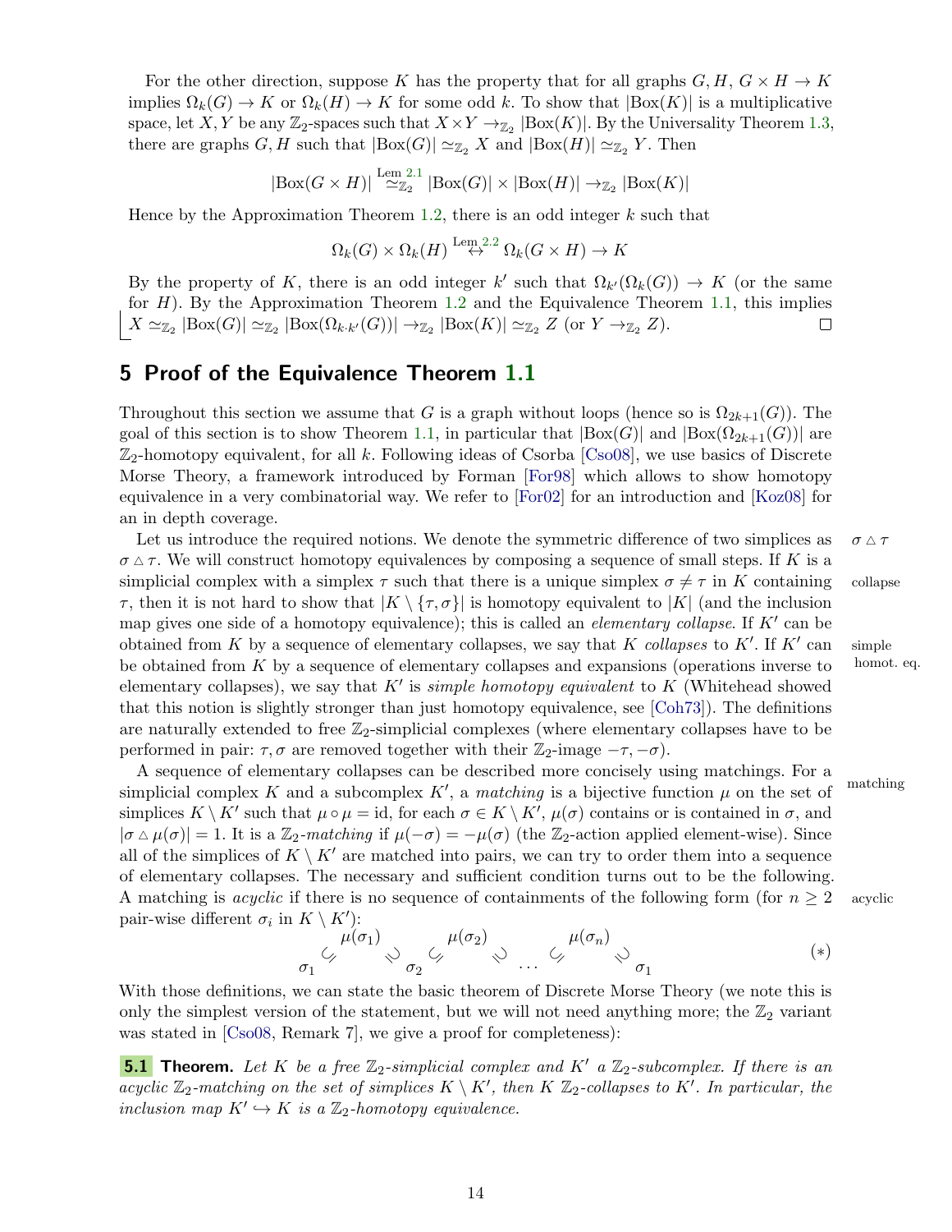For the other direction, suppose $K$ has the property that for all graphs $G, H$, $G \times H \to K$ implies $\Omega_k(G) \to K$ or $\Omega_k(H) \to K$ for some odd $k$. To show that $|\mathrm{Box}(K)|$ is a multiplicative space, let $X, Y$ be any $\mathbb{Z}_2$-spaces such that $X \times Y \to_{\mathbb{Z}_2} |\mathrm{Box}(K)|$. By the Universality Theorem 1.3, there are graphs $G, H$ such that $|\mathrm{Box}(G)| \simeq_{\mathbb{Z}_2} X$ and $|\mathrm{Box}(H)| \simeq_{\mathbb{Z}_2} Y$. Then

$$|\mathrm{Box}(G \times H)| \overset{\text{Lem 2.1}}{\simeq_{\mathbb{Z}_2}} |\mathrm{Box}(G)| \times |\mathrm{Box}(H)| \to_{\mathbb{Z}_2} |\mathrm{Box}(K)|$$

Hence by the Approximation Theorem 1.2, there is an odd integer $k$ such that

$$\Omega_k(G) \times \Omega_k(H) \overset{\text{Lem 2.2}}{\leftrightarrow} \Omega_k(G \times H) \to K$$

By the property of $K$, there is an odd integer $k'$ such that $\Omega_{k'}(\Omega_k(G)) \to K$ (or the same for $H$). By the Approximation Theorem 1.2 and the Equivalence Theorem 1.1, this implies $X \simeq_{\mathbb{Z}_2} |\mathrm{Box}(G)| \simeq_{\mathbb{Z}_2} |\mathrm{Box}(\Omega_{k \cdot k'}(G))| \to_{\mathbb{Z}_2} |\mathrm{Box}(K)| \simeq_{\mathbb{Z}_2} Z$ (or $Y \to_{\mathbb{Z}_2} Z$). □

## 5 Proof of the Equivalence Theorem 1.1

Throughout this section we assume that $G$ is a graph without loops (hence so is $\Omega_{2k+1}(G)$). The goal of this section is to show Theorem 1.1, in particular that $|\mathrm{Box}(G)|$ and $|\mathrm{Box}(\Omega_{2k+1}(G))|$ are $\mathbb{Z}_2$-homotopy equivalent, for all $k$. Following ideas of Csorba [Cso08], we use basics of Discrete Morse Theory, a framework introduced by Forman [For98] which allows to show homotopy equivalence in a very combinatorial way. We refer to [For02] for an introduction and [Koz08] for an in depth coverage.

Let us introduce the required notions. We denote the symmetric difference of two simplices as $\sigma \triangle \tau$. We will construct homotopy equivalences by composing a sequence of small steps. If $K$ is a simplicial complex with a simplex $\tau$ such that there is a unique simplex $\sigma \neq \tau$ in $K$ containing $\tau$, then it is not hard to show that $|K \setminus \{\tau, \sigma\}|$ is homotopy equivalent to $|K|$ (and the inclusion map gives one side of a homotopy equivalence); this is called an *elementary collapse*. If $K'$ can be obtained from $K$ by a sequence of elementary collapses, we say that $K$ *collapses* to $K'$. If $K'$ can be obtained from $K$ by a sequence of elementary collapses and expansions (operations inverse to elementary collapses), we say that $K'$ is *simple homotopy equivalent* to $K$ (Whitehead showed that this notion is slightly stronger than just homotopy equivalence, see [Coh73]). The definitions are naturally extended to free $\mathbb{Z}_2$-simplicial complexes (where elementary collapses have to be performed in pair: $\tau, \sigma$ are removed together with their $\mathbb{Z}_2$-image $-\tau, -\sigma$).

A sequence of elementary collapses can be described more concisely using matchings. For a simplicial complex $K$ and a subcomplex $K'$, a *matching* is a bijective function $\mu$ on the set of simplices $K \setminus K'$ such that $\mu \circ \mu = \mathrm{id}$, for each $\sigma \in K \setminus K'$, $\mu(\sigma)$ contains or is contained in $\sigma$, and $|\sigma \triangle \mu(\sigma)| = 1$. It is a $\mathbb{Z}_2$-*matching* if $\mu(-\sigma) = -\mu(\sigma)$ (the $\mathbb{Z}_2$-action applied element-wise). Since all of the simplices of $K \setminus K'$ are matched into pairs, we can try to order them into a sequence of elementary collapses. The necessary and sufficient condition turns out to be the following. A matching is *acyclic* if there is no sequence of containments of the following form (for $n \geq 2$ pair-wise different $\sigma_i$ in $K \setminus K'$):

$$\sigma_1 \subsetneq \mu(\sigma_1) \supsetneq \sigma_2 \subsetneq \mu(\sigma_2) \supsetneq \dots \subsetneq \mu(\sigma_n) \supsetneq \sigma_1 \qquad (*)$$

With those definitions, we can state the basic theorem of Discrete Morse Theory (we note this is only the simplest version of the statement, but we will not need anything more; the $\mathbb{Z}_2$ variant was stated in [Cso08, Remark 7], we give a proof for completeness):

**5.1 Theorem.** *Let $K$ be a free $\mathbb{Z}_2$-simplicial complex and $K'$ a $\mathbb{Z}_2$-subcomplex. If there is an acyclic $\mathbb{Z}_2$-matching on the set of simplices $K \setminus K'$, then $K$ $\mathbb{Z}_2$-collapses to $K'$. In particular, the inclusion map $K' \hookrightarrow K$ is a $\mathbb{Z}_2$-homotopy equivalence.*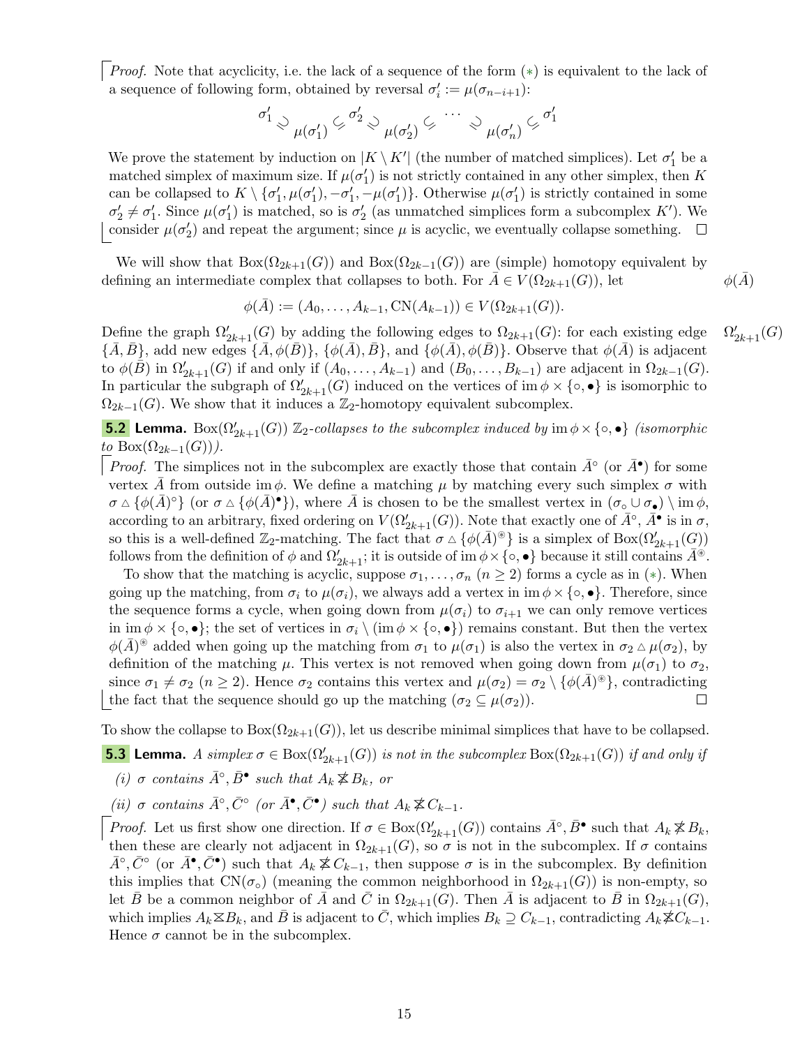*Proof.* Note that acyclicity, i.e. the lack of a sequence of the form (∗) is equivalent to the lack of a sequence of following form, obtained by reversal $\sigma'_i := \mu(\sigma_{n-i+1})$:

$$\sigma'_1 \supsetneq \mu(\sigma'_1) \subsetneq \sigma'_2 \supsetneq \mu(\sigma'_2) \subsetneq \cdots \supsetneq \mu(\sigma'_n) \subsetneq \sigma'_1$$

We prove the statement by induction on $|K \setminus K'|$ (the number of matched simplices). Let $\sigma'_1$ be a matched simplex of maximum size. If $\mu(\sigma'_1)$ is not strictly contained in any other simplex, then $K$ can be collapsed to $K \setminus \{\sigma'_1, \mu(\sigma'_1), -\sigma'_1, -\mu(\sigma'_1)\}$. Otherwise $\mu(\sigma'_1)$ is strictly contained in some $\sigma'_2 \neq \sigma'_1$. Since $\mu(\sigma'_1)$ is matched, so is $\sigma'_2$ (as unmatched simplices form a subcomplex $K'$). We consider $\mu(\sigma'_2)$ and repeat the argument; since $\mu$ is acyclic, we eventually collapse something. □

We will show that $\mathrm{Box}(\Omega_{2k+1}(G))$ and $\mathrm{Box}(\Omega_{2k-1}(G))$ are (simple) homotopy equivalent by defining an intermediate complex that collapses to both. For $\bar{A} \in V(\Omega_{2k+1}(G))$, let

$$\phi(\bar{A}) := (A_0, \ldots, A_{k-1}, \mathrm{CN}(A_{k-1})) \in V(\Omega_{2k+1}(G)).$$

Define the graph $\Omega'_{2k+1}(G)$ by adding the following edges to $\Omega_{2k+1}(G)$: for each existing edge $\{\bar{A}, \bar{B}\}$, add new edges $\{\bar{A}, \phi(\bar{B})\}$, $\{\phi(\bar{A}), \bar{B}\}$, and $\{\phi(\bar{A}), \phi(\bar{B})\}$. Observe that $\phi(\bar{A})$ is adjacent to $\phi(\bar{B})$ in $\Omega'_{2k+1}(G)$ if and only if $(A_0, \ldots, A_{k-1})$ and $(B_0, \ldots, B_{k-1})$ are adjacent in $\Omega_{2k-1}(G)$. In particular the subgraph of $\Omega'_{2k+1}(G)$ induced on the vertices of $\mathrm{im}\,\phi \times \{\circ, \bullet\}$ is isomorphic to $\Omega_{2k-1}(G)$. We show that it induces a $\mathbb{Z}_2$-homotopy equivalent subcomplex.

**5.2 Lemma.** *$\mathrm{Box}(\Omega'_{2k+1}(G))$ $\mathbb{Z}_2$-collapses to the subcomplex induced by $\mathrm{im}\,\phi \times \{\circ, \bullet\}$ (isomorphic to $\mathrm{Box}(\Omega_{2k-1}(G))$).*

*Proof.* The simplices not in the subcomplex are exactly those that contain $\bar{A}^\circ$ (or $\bar{A}^\bullet$) for some vertex $\bar{A}$ from outside $\mathrm{im}\,\phi$. We define a matching $\mu$ by matching every such simplex $\sigma$ with $\sigma \triangle \{\phi(\bar{A})^\circ\}$ (or $\sigma \triangle \{\phi(\bar{A})^\bullet\}$), where $\bar{A}$ is chosen to be the smallest vertex in $(\sigma_\circ \cup \sigma_\bullet) \setminus \mathrm{im}\,\phi$, according to an arbitrary, fixed ordering on $V(\Omega'_{2k+1}(G))$. Note that exactly one of $\bar{A}^\circ$, $\bar{A}^\bullet$ is in $\sigma$, so this is a well-defined $\mathbb{Z}_2$-matching. The fact that $\sigma \triangle \{\phi(\bar{A})^{\circledast}\}$ is a simplex of $\mathrm{Box}(\Omega'_{2k+1}(G))$ follows from the definition of $\phi$ and $\Omega'_{2k+1}$; it is outside of $\mathrm{im}\,\phi \times \{\circ, \bullet\}$ because it still contains $\bar{A}^{\circledast}$.

To show that the matching is acyclic, suppose $\sigma_1, \ldots, \sigma_n$ ($n \geq 2$) forms a cycle as in (∗). When going up the matching, from $\sigma_i$ to $\mu(\sigma_i)$, we always add a vertex in $\mathrm{im}\,\phi \times \{\circ, \bullet\}$. Therefore, since the sequence forms a cycle, when going down from $\mu(\sigma_i)$ to $\sigma_{i+1}$ we can only remove vertices in $\mathrm{im}\,\phi \times \{\circ, \bullet\}$; the set of vertices in $\sigma_i \setminus (\mathrm{im}\,\phi \times \{\circ, \bullet\})$ remains constant. But then the vertex $\phi(\bar{A})^{\circledast}$ added when going up the matching from $\sigma_1$ to $\mu(\sigma_1)$ is also the vertex in $\sigma_2 \triangle \mu(\sigma_2)$, by definition of the matching $\mu$. This vertex is not removed when going down from $\mu(\sigma_1)$ to $\sigma_2$, since $\sigma_1 \neq \sigma_2$ ($n \geq 2$). Hence $\sigma_2$ contains this vertex and $\mu(\sigma_2) = \sigma_2 \setminus \{\phi(\bar{A})^{\circledast}\}$, contradicting the fact that the sequence should go up the matching ($\sigma_2 \subseteq \mu(\sigma_2)$). □

To show the collapse to $\mathrm{Box}(\Omega_{2k+1}(G))$, let us describe minimal simplices that have to be collapsed.

**5.3 Lemma.** *A simplex $\sigma \in \mathrm{Box}(\Omega'_{2k+1}(G))$ is not in the subcomplex $\mathrm{Box}(\Omega_{2k+1}(G))$ if and only if*

*(i) $\sigma$ contains $\bar{A}^\circ, \bar{B}^\bullet$ such that $A_k \not\bowtie B_k$, or*

*(ii) $\sigma$ contains $\bar{A}^\circ, \bar{C}^\circ$ (or $\bar{A}^\bullet, \bar{C}^\bullet$) such that $A_k \not\bowtie C_{k-1}$.*

*Proof.* Let us first show one direction. If $\sigma \in \mathrm{Box}(\Omega'_{2k+1}(G))$ contains $\bar{A}^\circ, \bar{B}^\bullet$ such that $A_k \not\bowtie B_k$, then these are clearly not adjacent in $\Omega_{2k+1}(G)$, so $\sigma$ is not in the subcomplex. If $\sigma$ contains $\bar{A}^\circ, \bar{C}^\circ$ (or $\bar{A}^\bullet, \bar{C}^\bullet$) such that $A_k \not\bowtie C_{k-1}$, then suppose $\sigma$ is in the subcomplex. By definition this implies that $\mathrm{CN}(\sigma_\circ)$ (meaning the common neighborhood in $\Omega_{2k+1}(G)$) is non-empty, so let $\bar{B}$ be a common neighbor of $\bar{A}$ and $\bar{C}$ in $\Omega_{2k+1}(G)$. Then $\bar{A}$ is adjacent to $\bar{B}$ in $\Omega_{2k+1}(G)$, which implies $A_k \bowtie B_k$, and $\bar{B}$ is adjacent to $\bar{C}$, which implies $B_k \supseteq C_{k-1}$, contradicting $A_k \not\bowtie C_{k-1}$. Hence $\sigma$ cannot be in the subcomplex.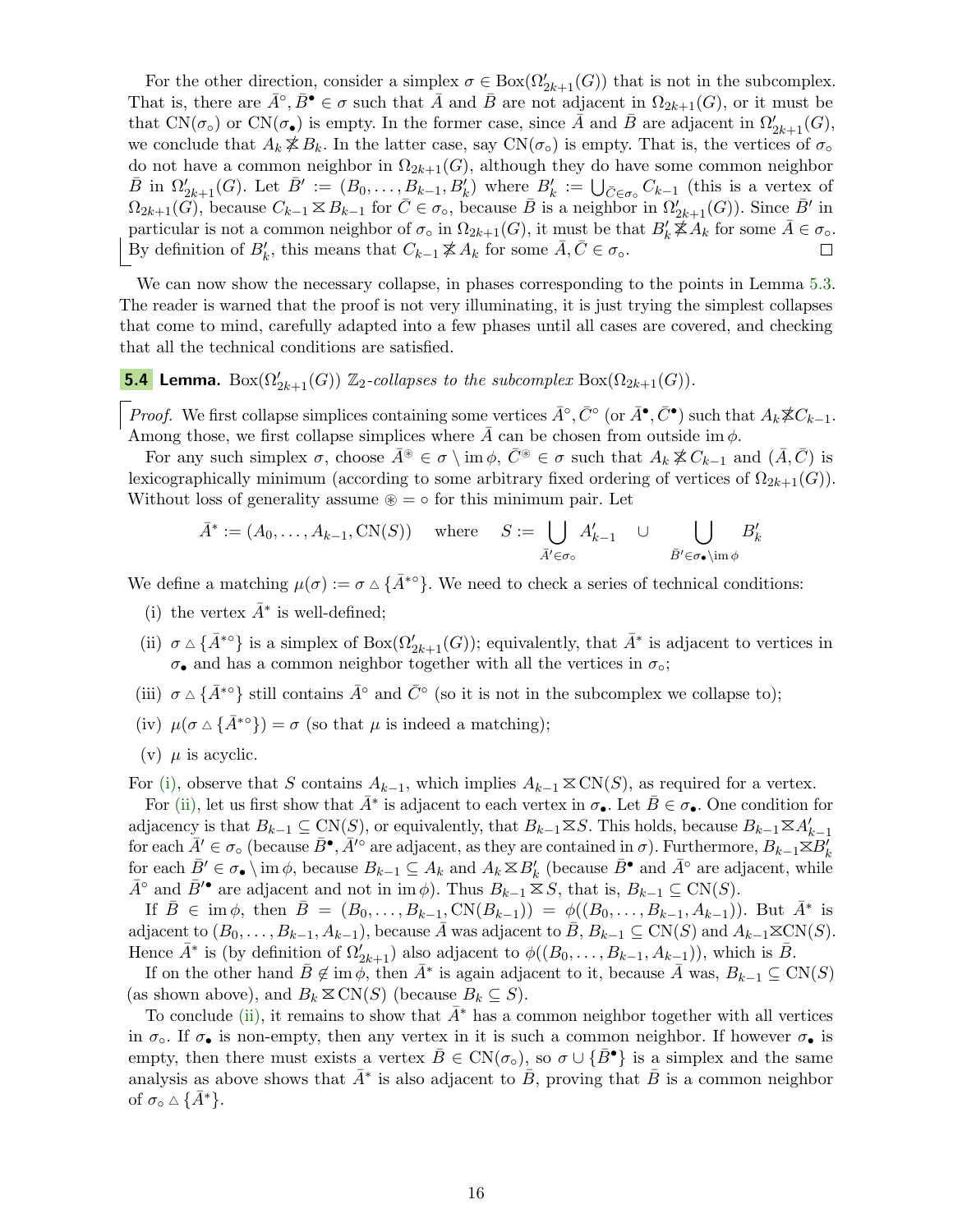For the other direction, consider a simplex $\sigma \in \mathrm{Box}(\Omega'_{2k+1}(G))$ that is not in the subcomplex. That is, there are $\bar{A}^\circ, \bar{B}^\bullet \in \sigma$ such that $\bar{A}$ and $\bar{B}$ are not adjacent in $\Omega_{2k+1}(G)$, or it must be that $\mathrm{CN}(\sigma_\circ)$ or $\mathrm{CN}(\sigma_\bullet)$ is empty. In the former case, since $\bar{A}$ and $\bar{B}$ are adjacent in $\Omega'_{2k+1}(G)$, we conclude that $A_k \not\boxtimes B_k$. In the latter case, say $\mathrm{CN}(\sigma_\circ)$ is empty. That is, the vertices of $\sigma_\circ$ do not have a common neighbor in $\Omega_{2k+1}(G)$, although they do have some common neighbor $\bar{B}$ in $\Omega'_{2k+1}(G)$. Let $\bar{B}' := (B_0, \ldots, B_{k-1}, B'_k)$ where $B'_k := \bigcup_{\bar{C} \in \sigma_\circ} C_{k-1}$ (this is a vertex of $\Omega_{2k+1}(G)$, because $C_{k-1} \boxtimes B_{k-1}$ for $\bar{C} \in \sigma_\circ$, because $\bar{B}$ is a neighbor in $\Omega'_{2k+1}(G)$). Since $\bar{B}'$ in particular is not a common neighbor of $\sigma_\circ$ in $\Omega_{2k+1}(G)$, it must be that $B'_k \not\boxtimes A_k$ for some $\bar{A} \in \sigma_\circ$. By definition of $B'_k$, this means that $C_{k-1} \not\boxtimes A_k$ for some $\bar{A}, \bar{C} \in \sigma_\circ$. $\square$

We can now show the necessary collapse, in phases corresponding to the points in Lemma 5.3. The reader is warned that the proof is not very illuminating, it is just trying the simplest collapses that come to mind, carefully adapted into a few phases until all cases are covered, and checking that all the technical conditions are satisfied.

**5.4 Lemma.** $\mathrm{Box}(\Omega'_{2k+1}(G))$ *$\mathbb{Z}_2$-collapses to the subcomplex* $\mathrm{Box}(\Omega_{2k+1}(G))$.

*Proof.* We first collapse simplices containing some vertices $\bar{A}^\circ, \bar{C}^\circ$ (or $\bar{A}^\bullet, \bar{C}^\bullet$) such that $A_k \not\boxtimes C_{k-1}$. Among those, we first collapse simplices where $\bar{A}$ can be chosen from outside $\mathrm{im}\,\phi$.

For any such simplex $\sigma$, choose $\bar{A}^\circledast \in \sigma \setminus \mathrm{im}\,\phi$, $\bar{C}^\circledast \in \sigma$ such that $A_k \not\boxtimes C_{k-1}$ and $(\bar{A}, \bar{C})$ is lexicographically minimum (according to some arbitrary fixed ordering of vertices of $\Omega_{2k+1}(G)$). Without loss of generality assume $\circledast = \circ$ for this minimum pair. Let

$$\bar{A}^* := (A_0, \ldots, A_{k-1}, \mathrm{CN}(S)) \quad \text{where} \quad S := \bigcup_{\bar{A}' \in \sigma_\circ} A'_{k-1} \quad \cup \bigcup_{\bar{B}' \in \sigma_\bullet \setminus \mathrm{im}\,\phi} B'_k$$

We define a matching $\mu(\sigma) := \sigma \triangle \{\bar{A}^{*\circ}\}$. We need to check a series of technical conditions:

(i) the vertex $\bar{A}^*$ is well-defined;

(ii) $\sigma \triangle \{\bar{A}^{*\circ}\}$ is a simplex of $\mathrm{Box}(\Omega'_{2k+1}(G))$; equivalently, that $\bar{A}^*$ is adjacent to vertices in $\sigma_\bullet$ and has a common neighbor together with all the vertices in $\sigma_\circ$;

(iii) $\sigma \triangle \{\bar{A}^{*\circ}\}$ still contains $\bar{A}^\circ$ and $\bar{C}^\circ$ (so it is not in the subcomplex we collapse to);

(iv) $\mu(\sigma \triangle \{\bar{A}^{*\circ}\}) = \sigma$ (so that $\mu$ is indeed a matching);

(v) $\mu$ is acyclic.

For (i), observe that $S$ contains $A_{k-1}$, which implies $A_{k-1} \boxtimes \mathrm{CN}(S)$, as required for a vertex.

For (ii), let us first show that $\bar{A}^*$ is adjacent to each vertex in $\sigma_\bullet$. Let $\bar{B} \in \sigma_\bullet$. One condition for adjacency is that $B_{k-1} \subseteq \mathrm{CN}(S)$, or equivalently, that $B_{k-1} \boxtimes S$. This holds, because $B_{k-1} \boxtimes A'_{k-1}$ for each $\bar{A}' \in \sigma_\circ$ (because $\bar{B}^\bullet, \bar{A}'^\circ$ are adjacent, as they are contained in $\sigma$). Furthermore, $B_{k-1} \boxtimes B'_k$ for each $\bar{B}' \in \sigma_\bullet \setminus \mathrm{im}\,\phi$, because $B_{k-1} \subseteq A_k$ and $A_k \boxtimes B'_k$ (because $\bar{B}^\bullet$ and $\bar{A}^\circ$ are adjacent, while $\bar{A}^\circ$ and $\bar{B}'^\bullet$ are adjacent and not in $\mathrm{im}\,\phi$). Thus $B_{k-1} \boxtimes S$, that is, $B_{k-1} \subseteq \mathrm{CN}(S)$.

If $\bar{B} \in \mathrm{im}\,\phi$, then $\bar{B} = (B_0, \ldots, B_{k-1}, \mathrm{CN}(B_{k-1})) = \phi((B_0, \ldots, B_{k-1}, A_{k-1}))$. But $\bar{A}^*$ is adjacent to $(B_0, \ldots, B_{k-1}, A_{k-1})$, because $\bar{A}$ was adjacent to $\bar{B}$, $B_{k-1} \subseteq \mathrm{CN}(S)$ and $A_{k-1} \boxtimes \mathrm{CN}(S)$. Hence $\bar{A}^*$ is (by definition of $\Omega'_{2k+1}$) also adjacent to $\phi((B_0, \ldots, B_{k-1}, A_{k-1}))$, which is $\bar{B}$.

If on the other hand $\bar{B} \notin \mathrm{im}\,\phi$, then $\bar{A}^*$ is again adjacent to it, because $\bar{A}$ was, $B_{k-1} \subseteq \mathrm{CN}(S)$ (as shown above), and $B_k \boxtimes \mathrm{CN}(S)$ (because $B_k \subseteq S$).

To conclude (ii), it remains to show that $\bar{A}^*$ has a common neighbor together with all vertices in $\sigma_\circ$. If $\sigma_\bullet$ is non-empty, then any vertex in it is such a common neighbor. If however $\sigma_\bullet$ is empty, then there must exists a vertex $\bar{B} \in \mathrm{CN}(\sigma_\circ)$, so $\sigma \cup \{\bar{B}^\bullet\}$ is a simplex and the same analysis as above shows that $\bar{A}^*$ is also adjacent to $\bar{B}$, proving that $\bar{B}$ is a common neighbor of $\sigma_\circ \triangle \{\bar{A}^*\}$.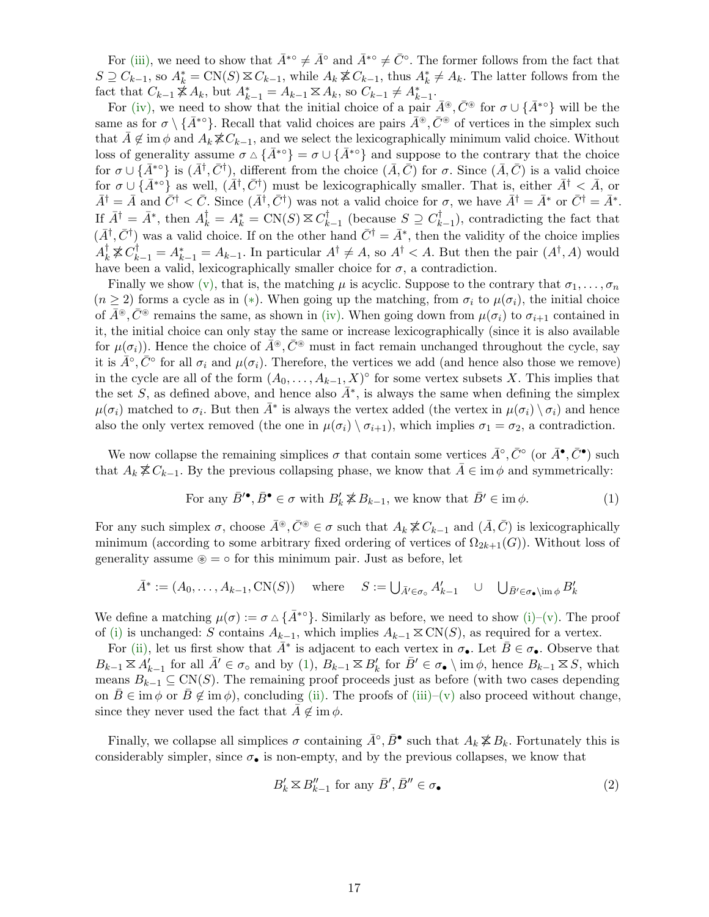For (iii), we need to show that $\bar{A}^{*\circ} \neq \bar{A}^{\circ}$ and $\bar{A}^{*\circ} \neq \bar{C}^{\circ}$. The former follows from the fact that $S \supseteq C_{k-1}$, so $A^*_k = \mathrm{CN}(S) \boxtimes C_{k-1}$, while $A_k \not\boxtimes C_{k-1}$, thus $A^*_k \neq A_k$. The latter follows from the fact that $C_{k-1} \not\boxtimes A_k$, but $A^*_{k-1} = A_{k-1} \boxtimes A_k$, so $C_{k-1} \neq A^*_{k-1}$.

For (iv), we need to show that the initial choice of a pair $\bar{A}^{\circledast}, \bar{C}^{\circledast}$ for $\sigma \cup \{\bar{A}^{*\circ}\}$ will be the same as for $\sigma \setminus \{\bar{A}^{*\circ}\}$. Recall that valid choices are pairs $\bar{A}^{\circledast}, \bar{C}^{\circledast}$ of vertices in the simplex such that $\bar{A} \notin \mathrm{im}\,\phi$ and $A_k \not\boxtimes C_{k-1}$, and we select the lexicographically minimum valid choice. Without loss of generality assume $\sigma \vartriangle \{\bar{A}^{*\circ}\} = \sigma \cup \{\bar{A}^{*\circ}\}$ and suppose to the contrary that the choice for $\sigma \cup \{\bar{A}^{*\circ}\}$ is $(\bar{A}^{\dagger}, \bar{C}^{\dagger})$, different from the choice $(\bar{A}, \bar{C})$ for $\sigma$. Since $(\bar{A}, \bar{C})$ is a valid choice for $\sigma \cup \{\bar{A}^{*\circ}\}$ as well, $(\bar{A}^{\dagger}, \bar{C}^{\dagger})$ must be lexicographically smaller. That is, either $\bar{A}^{\dagger} < \bar{A}$, or $\bar{A}^{\dagger} = \bar{A}$ and $\bar{C}^{\dagger} < \bar{C}$. Since $(\bar{A}^{\dagger}, \bar{C}^{\dagger})$ was not a valid choice for $\sigma$, we have $\bar{A}^{\dagger} = \bar{A}^*$ or $\bar{C}^{\dagger} = \bar{A}^*$. If $\bar{A}^{\dagger} = \bar{A}^*$, then $A^{\dagger}_k = A^*_k = \mathrm{CN}(S) \boxtimes C^{\dagger}_{k-1}$ (because $S \supseteq C^{\dagger}_{k-1}$), contradicting the fact that $(\bar{A}^{\dagger}, \bar{C}^{\dagger})$ was a valid choice. If on the other hand $\bar{C}^{\dagger} = \bar{A}^*$, then the validity of the choice implies $A^{\dagger}_k \not\boxtimes C^{\dagger}_{k-1} = A^*_{k-1} = A_{k-1}$. In particular $A^{\dagger} \neq A$, so $A^{\dagger} < A$. But then the pair $(A^{\dagger}, A)$ would have been a valid, lexicographically smaller choice for $\sigma$, a contradiction.

Finally we show (v), that is, the matching $\mu$ is acyclic. Suppose to the contrary that $\sigma_1, \ldots, \sigma_n$ ($n \geq 2$) forms a cycle as in ($*$). When going up the matching, from $\sigma_i$ to $\mu(\sigma_i)$, the initial choice of $\bar{A}^{\circledast}, \bar{C}^{\circledast}$ remains the same, as shown in (iv). When going down from $\mu(\sigma_i)$ to $\sigma_{i+1}$ contained in it, the initial choice can only stay the same or increase lexicographically (since it is also available for $\mu(\sigma_i)$). Hence the choice of $\bar{A}^{\circledast}, \bar{C}^{\circledast}$ must in fact remain unchanged throughout the cycle, say it is $\bar{A}^{\circ}, \bar{C}^{\circ}$ for all $\sigma_i$ and $\mu(\sigma_i)$. Therefore, the vertices we add (and hence also those we remove) in the cycle are all of the form $(A_0, \ldots, A_{k-1}, X)^{\circ}$ for some vertex subsets $X$. This implies that the set $S$, as defined above, and hence also $\bar{A}^*$, is always the same when defining the simplex $\mu(\sigma_i)$ matched to $\sigma_i$. But then $\bar{A}^*$ is always the vertex added (the vertex in $\mu(\sigma_i) \setminus \sigma_i$) and hence also the only vertex removed (the one in $\mu(\sigma_i) \setminus \sigma_{i+1}$), which implies $\sigma_1 = \sigma_2$, a contradiction.

We now collapse the remaining simplices $\sigma$ that contain some vertices $\bar{A}^{\circ}, \bar{C}^{\circ}$ (or $\bar{A}^{\bullet}, \bar{C}^{\bullet}$) such that $A_k \not\boxtimes C_{k-1}$. By the previous collapsing phase, we know that $\bar{A} \in \mathrm{im}\,\phi$ and symmetrically:

$$\text{For any } \bar{B}'^{\bullet}, \bar{B}^{\bullet} \in \sigma \text{ with } B'_k \not\boxtimes B_{k-1}, \text{ we know that } \bar{B}' \in \mathrm{im}\,\phi. \tag{1}$$

For any such simplex $\sigma$, choose $\bar{A}^{\circledast}, \bar{C}^{\circledast} \in \sigma$ such that $A_k \not\boxtimes C_{k-1}$ and $(\bar{A}, \bar{C})$ is lexicographically minimum (according to some arbitrary fixed ordering of vertices of $\Omega_{2k+1}(G)$). Without loss of generality assume $\circledast = \circ$ for this minimum pair. Just as before, let

$$\bar{A}^* := (A_0, \ldots, A_{k-1}, \mathrm{CN}(S)) \quad \text{ where } \quad S := \bigcup_{\bar{A}' \in \sigma_\circ} A'_{k-1} \quad \cup \quad \bigcup_{\bar{B}' \in \sigma_\bullet \setminus \mathrm{im}\,\phi} B'_k$$

We define a matching $\mu(\sigma) := \sigma \vartriangle \{\bar{A}^{*\circ}\}$. Similarly as before, we need to show (i)–(v). The proof of (i) is unchanged: $S$ contains $A_{k-1}$, which implies $A_{k-1} \boxtimes \mathrm{CN}(S)$, as required for a vertex.

For (ii), let us first show that $\bar{A}^*$ is adjacent to each vertex in $\sigma_\bullet$. Let $\bar{B} \in \sigma_\bullet$. Observe that $B_{k-1} \boxtimes A'_{k-1}$ for all $\bar{A}' \in \sigma_\circ$ and by (1), $B_{k-1} \boxtimes B'_k$ for $\bar{B}' \in \sigma_\bullet \setminus \mathrm{im}\,\phi$, hence $B_{k-1} \boxtimes S$, which means $B_{k-1} \subseteq \mathrm{CN}(S)$. The remaining proof proceeds just as before (with two cases depending on $\bar{B} \in \mathrm{im}\,\phi$ or $\bar{B} \notin \mathrm{im}\,\phi$), concluding (ii). The proofs of (iii)–(v) also proceed without change, since they never used the fact that $\bar{A} \notin \mathrm{im}\,\phi$.

Finally, we collapse all simplices $\sigma$ containing $\bar{A}^{\circ}, \bar{B}^{\bullet}$ such that $A_k \not\boxtimes B_k$. Fortunately this is considerably simpler, since $\sigma_\bullet$ is non-empty, and by the previous collapses, we know that

$$B'_k \boxtimes B''_{k-1} \text{ for any } \bar{B}', \bar{B}'' \in \sigma_\bullet \tag{2}$$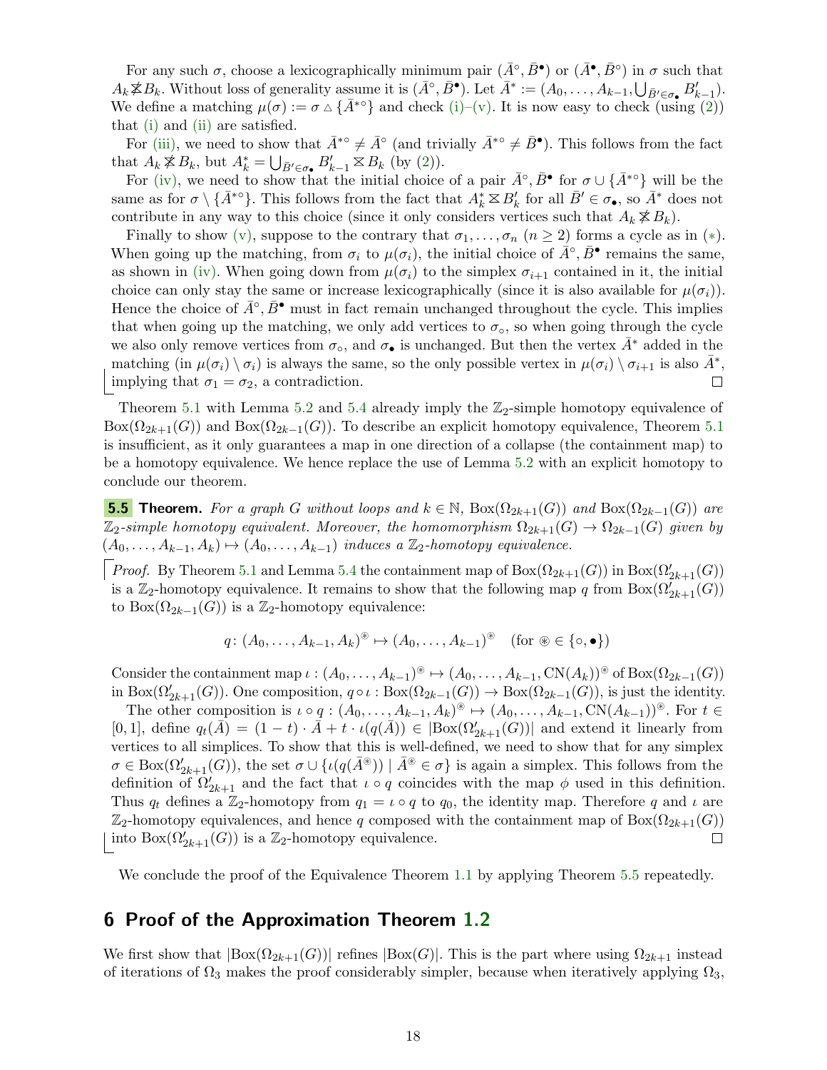For any such $\sigma$, choose a lexicographically minimum pair $(\bar{A}^\circ, \bar{B}^\bullet)$ or $(\bar{A}^\bullet, \bar{B}^\circ)$ in $\sigma$ such that $A_k \not\boxtimes B_k$. Without loss of generality assume it is $(\bar{A}^\circ, \bar{B}^\bullet)$. Let $\bar{A}^* := (A_0, \ldots, A_{k-1}, \bigcup_{\bar{B}' \in \sigma_\bullet} B'_{k-1})$. We define a matching $\mu(\sigma) := \sigma \triangle \{\bar{A}^{*\circ}\}$ and check (i)–(v). It is now easy to check (using (2)) that (i) and (ii) are satisfied.

For (iii), we need to show that $\bar{A}^{*\circ} \neq \bar{A}^\circ$ (and trivially $\bar{A}^{*\circ} \neq \bar{B}^\bullet$). This follows from the fact that $A_k \not\boxtimes B_k$, but $A^*_k = \bigcup_{\bar{B}' \in \sigma_\bullet} B'_{k-1} \boxtimes B_k$ (by (2)).

For (iv), we need to show that the initial choice of a pair $\bar{A}^\circ, \bar{B}^\bullet$ for $\sigma \cup \{\bar{A}^{*\circ}\}$ will be the same as for $\sigma \setminus \{\bar{A}^{*\circ}\}$. This follows from the fact that $A^*_k \boxtimes B'_k$ for all $\bar{B}' \in \sigma_\bullet$, so $\bar{A}^*$ does not contribute in any way to this choice (since it only considers vertices such that $A_k \not\boxtimes B_k$).

Finally to show (v), suppose to the contrary that $\sigma_1, \ldots, \sigma_n$ $(n \geq 2)$ forms a cycle as in $(*)$. When going up the matching, from $\sigma_i$ to $\mu(\sigma_i)$, the initial choice of $\bar{A}^\circ, \bar{B}^\bullet$ remains the same, as shown in (iv). When going down from $\mu(\sigma_i)$ to the simplex $\sigma_{i+1}$ contained in it, the initial choice can only stay the same or increase lexicographically (since it is also available for $\mu(\sigma_i)$). Hence the choice of $\bar{A}^\circ, \bar{B}^\bullet$ must in fact remain unchanged throughout the cycle. This implies that when going up the matching, we only add vertices to $\sigma_\circ$, so when going through the cycle we also only remove vertices from $\sigma_\circ$, and $\sigma_\bullet$ is unchanged. But then the vertex $\bar{A}^*$ added in the matching (in $\mu(\sigma_i) \setminus \sigma_i$) is always the same, so the only possible vertex in $\mu(\sigma_i) \setminus \sigma_{i+1}$ is also $\bar{A}^*$, implying that $\sigma_1 = \sigma_2$, a contradiction. ◻

Theorem 5.1 with Lemma 5.2 and 5.4 already imply the $\mathbb{Z}_2$-simple homotopy equivalence of $\mathrm{Box}(\Omega_{2k+1}(G))$ and $\mathrm{Box}(\Omega_{2k-1}(G))$. To describe an explicit homotopy equivalence, Theorem 5.1 is insufficient, as it only guarantees a map in one direction of a collapse (the containment map) to be a homotopy equivalence. We hence replace the use of Lemma 5.2 with an explicit homotopy to conclude our theorem.

**5.5 Theorem.** *For a graph $G$ without loops and $k \in \mathbb{N}$, $\mathrm{Box}(\Omega_{2k+1}(G))$ and $\mathrm{Box}(\Omega_{2k-1}(G))$ are $\mathbb{Z}_2$-simple homotopy equivalent. Moreover, the homomorphism $\Omega_{2k+1}(G) \to \Omega_{2k-1}(G)$ given by $(A_0, \ldots, A_{k-1}, A_k) \mapsto (A_0, \ldots, A_{k-1})$ induces a $\mathbb{Z}_2$-homotopy equivalence.*

*Proof.* By Theorem 5.1 and Lemma 5.4 the containment map of $\mathrm{Box}(\Omega_{2k+1}(G))$ in $\mathrm{Box}(\Omega'_{2k+1}(G))$ is a $\mathbb{Z}_2$-homotopy equivalence. It remains to show that the following map $q$ from $\mathrm{Box}(\Omega'_{2k+1}(G))$ to $\mathrm{Box}(\Omega_{2k-1}(G))$ is a $\mathbb{Z}_2$-homotopy equivalence:

$$q\colon (A_0, \ldots, A_{k-1}, A_k)^\circledast \mapsto (A_0, \ldots, A_{k-1})^\circledast \quad (\text{for } \circledast \in \{\circ, \bullet\})$$

Consider the containment map $\iota : (A_0, \ldots, A_{k-1})^\circledast \mapsto (A_0, \ldots, A_{k-1}, \mathrm{CN}(A_k))^\circledast$ of $\mathrm{Box}(\Omega_{2k-1}(G))$ in $\mathrm{Box}(\Omega'_{2k+1}(G))$. One composition, $q \circ \iota : \mathrm{Box}(\Omega_{2k-1}(G)) \to \mathrm{Box}(\Omega_{2k-1}(G))$, is just the identity.

The other composition is $\iota \circ q : (A_0, \ldots, A_{k-1}, A_k)^\circledast \mapsto (A_0, \ldots, A_{k-1}, \mathrm{CN}(A_{k-1}))^\circledast$. For $t \in [0,1]$, define $q_t(\bar{A}) = (1-t) \cdot \bar{A} + t \cdot \iota(q(\bar{A})) \in |\mathrm{Box}(\Omega'_{2k+1}(G))|$ and extend it linearly from vertices to all simplices. To show that this is well-defined, we need to show that for any simplex $\sigma \in \mathrm{Box}(\Omega'_{2k+1}(G))$, the set $\sigma \cup \{\iota(q(\bar{A}^\circledast)) \mid \bar{A}^\circledast \in \sigma\}$ is again a simplex. This follows from the definition of $\Omega'_{2k+1}$ and the fact that $\iota \circ q$ coincides with the map $\phi$ used in this definition. Thus $q_t$ defines a $\mathbb{Z}_2$-homotopy from $q_1 = \iota \circ q$ to $q_0$, the identity map. Therefore $q$ and $\iota$ are $\mathbb{Z}_2$-homotopy equivalences, and hence $q$ composed with the containment map of $\mathrm{Box}(\Omega_{2k+1}(G))$ into $\mathrm{Box}(\Omega'_{2k+1}(G))$ is a $\mathbb{Z}_2$-homotopy equivalence. ◻

We conclude the proof of the Equivalence Theorem 1.1 by applying Theorem 5.5 repeatedly.

## 6 Proof of the Approximation Theorem 1.2

We first show that $|\mathrm{Box}(\Omega_{2k+1}(G))|$ refines $|\mathrm{Box}(G)|$. This is the part where using $\Omega_{2k+1}$ instead of iterations of $\Omega_3$ makes the proof considerably simpler, because when iteratively applying $\Omega_3$,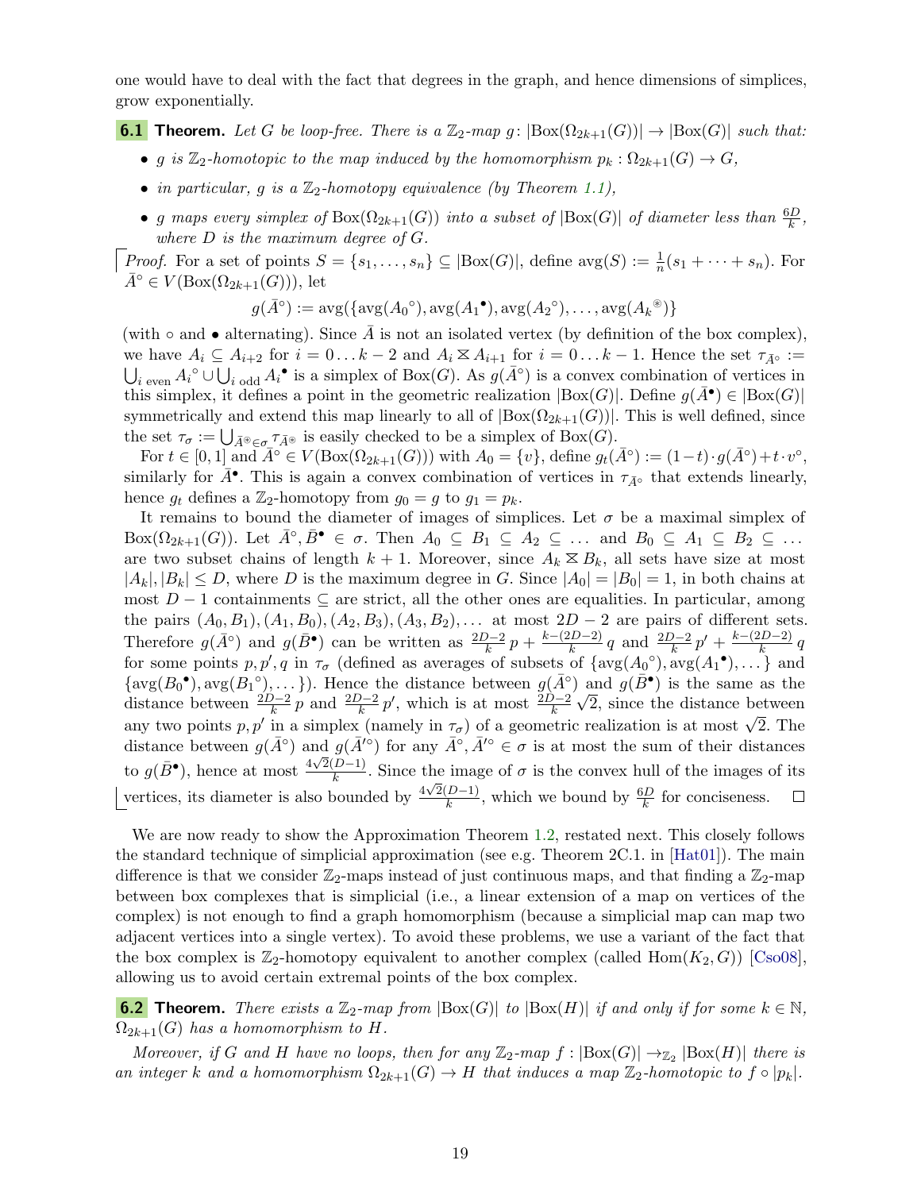one would have to deal with the fact that degrees in the graph, and hence dimensions of simplices, grow exponentially.

**6.1 Theorem.** *Let $G$ be loop-free. There is a $\mathbb{Z}_2$-map $g\colon |\mathrm{Box}(\Omega_{2k+1}(G))| \to |\mathrm{Box}(G)|$ such that:*

- *$g$ is $\mathbb{Z}_2$-homotopic to the map induced by the homomorphism $p_k : \Omega_{2k+1}(G) \to G$,*
- *in particular, $g$ is a $\mathbb{Z}_2$-homotopy equivalence (by Theorem 1.1),*
- *$g$ maps every simplex of $\mathrm{Box}(\Omega_{2k+1}(G))$ into a subset of $|\mathrm{Box}(G)|$ of diameter less than $\frac{6D}{k}$, where $D$ is the maximum degree of $G$.*

*Proof.* For a set of points $S = \{s_1, \dots, s_n\} \subseteq |\mathrm{Box}(G)|$, define $\mathrm{avg}(S) := \frac{1}{n}(s_1 + \dots + s_n)$. For $\bar{A}^\circ \in V(\mathrm{Box}(\Omega_{2k+1}(G)))$, let

$$g(\bar{A}^\circ) := \mathrm{avg}(\{\mathrm{avg}(A_0{}^\circ), \mathrm{avg}(A_1{}^\bullet), \mathrm{avg}(A_2{}^\circ), \dots, \mathrm{avg}(A_k{}^{\circledast})\}$$

(with $\circ$ and $\bullet$ alternating). Since $\bar{A}$ is not an isolated vertex (by definition of the box complex), we have $A_i \subseteq A_{i+2}$ for $i = 0 \dots k-2$ and $A_i \boxtimes A_{i+1}$ for $i = 0 \dots k-1$. Hence the set $\tau_{\bar{A}^\circ} := \bigcup_{i \text{ even}} A_i{}^\circ \cup \bigcup_{i \text{ odd}} A_i{}^\bullet$ is a simplex of $\mathrm{Box}(G)$. As $g(\bar{A}^\circ)$ is a convex combination of vertices in this simplex, it defines a point in the geometric realization $|\mathrm{Box}(G)|$. Define $g(\bar{A}^\bullet) \in |\mathrm{Box}(G)|$ symmetrically and extend this map linearly to all of $|\mathrm{Box}(\Omega_{2k+1}(G))|$. This is well defined, since the set $\tau_\sigma := \bigcup_{\bar{A}^\circledast \in \sigma} \tau_{\bar{A}^\circledast}$ is easily checked to be a simplex of $\mathrm{Box}(G)$.

For $t \in [0,1]$ and $\bar{A}^\circ \in V(\mathrm{Box}(\Omega_{2k+1}(G)))$ with $A_0 = \{v\}$, define $g_t(\bar{A}^\circ) := (1-t)\cdot g(\bar{A}^\circ) + t \cdot v^\circ$, similarly for $\bar{A}^\bullet$. This is again a convex combination of vertices in $\tau_{\bar{A}^\circ}$ that extends linearly, hence $g_t$ defines a $\mathbb{Z}_2$-homotopy from $g_0 = g$ to $g_1 = p_k$.

It remains to bound the diameter of images of simplices. Let $\sigma$ be a maximal simplex of $\mathrm{Box}(\Omega_{2k+1}(G))$. Let $\bar{A}^\circ, \bar{B}^\bullet \in \sigma$. Then $A_0 \subseteq B_1 \subseteq A_2 \subseteq \dots$ and $B_0 \subseteq A_1 \subseteq B_2 \subseteq \dots$ are two subset chains of length $k+1$. Moreover, since $A_k \boxtimes B_k$, all sets have size at most $|A_k|, |B_k| \leq D$, where $D$ is the maximum degree in $G$. Since $|A_0| = |B_0| = 1$, in both chains at most $D-1$ containments $\subseteq$ are strict, all the other ones are equalities. In particular, among the pairs $(A_0, B_1), (A_1, B_0), (A_2, B_3), (A_3, B_2), \dots$ at most $2D-2$ are pairs of different sets. Therefore $g(\bar{A}^\circ)$ and $g(\bar{B}^\bullet)$ can be written as $\frac{2D-2}{k}p + \frac{k-(2D-2)}{k}q$ and $\frac{2D-2}{k}p' + \frac{k-(2D-2)}{k}q$ for some points $p, p', q$ in $\tau_\sigma$ (defined as averages of subsets of $\{\mathrm{avg}(A_0{}^\circ), \mathrm{avg}(A_1{}^\bullet), \dots\}$ and $\{\mathrm{avg}(B_0{}^\bullet), \mathrm{avg}(B_1{}^\circ), \dots\}$). Hence the distance between $g(\bar{A}^\circ)$ and $g(\bar{B}^\bullet)$ is the same as the distance between $\frac{2D-2}{k}p$ and $\frac{2D-2}{k}p'$, which is at most $\frac{2D-2}{k}\sqrt{2}$, since the distance between any two points $p, p'$ in a simplex (namely in $\tau_\sigma$) of a geometric realization is at most $\sqrt{2}$. The distance between $g(\bar{A}^\circ)$ and $g(\bar{A}'^\circ)$ for any $\bar{A}^\circ, \bar{A}'^\circ \in \sigma$ is at most the sum of their distances to $g(\bar{B}^\bullet)$, hence at most $\frac{4\sqrt{2}(D-1)}{k}$. Since the image of $\sigma$ is the convex hull of the images of its vertices, its diameter is also bounded by $\frac{4\sqrt{2}(D-1)}{k}$, which we bound by $\frac{6D}{k}$ for conciseness. ☐

We are now ready to show the Approximation Theorem 1.2, restated next. This closely follows the standard technique of simplicial approximation (see e.g. Theorem 2C.1. in [Hat01]). The main difference is that we consider $\mathbb{Z}_2$-maps instead of just continuous maps, and that finding a $\mathbb{Z}_2$-map between box complexes that is simplicial (i.e., a linear extension of a map on vertices of the complex) is not enough to find a graph homomorphism (because a simplicial map can map two adjacent vertices into a single vertex). To avoid these problems, we use a variant of the fact that the box complex is $\mathbb{Z}_2$-homotopy equivalent to another complex (called $\mathrm{Hom}(K_2, G)$) [Cso08], allowing us to avoid certain extremal points of the box complex.

**6.2 Theorem.** *There exists a $\mathbb{Z}_2$-map from $|\mathrm{Box}(G)|$ to $|\mathrm{Box}(H)|$ if and only if for some $k \in \mathbb{N}$, $\Omega_{2k+1}(G)$ has a homomorphism to $H$.*

*Moreover, if $G$ and $H$ have no loops, then for any $\mathbb{Z}_2$-map $f : |\mathrm{Box}(G)| \to_{\mathbb{Z}_2} |\mathrm{Box}(H)|$ there is an integer $k$ and a homomorphism $\Omega_{2k+1}(G) \to H$ that induces a map $\mathbb{Z}_2$-homotopic to $f \circ |p_k|$.*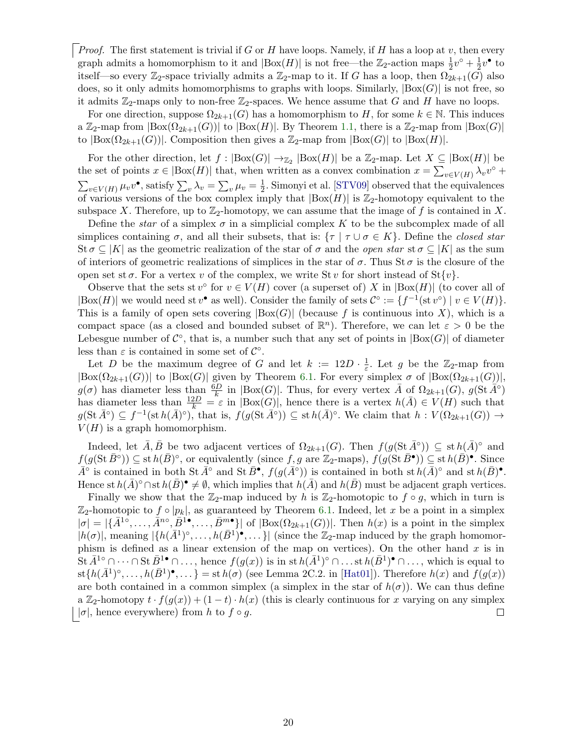*Proof.* The first statement is trivial if $G$ or $H$ have loops. Namely, if $H$ has a loop at $v$, then every graph admits a homomorphism to it and $|\mathrm{Box}(H)|$ is not free—the $\mathbb{Z}_2$-action maps $\frac{1}{2}v^\circ + \frac{1}{2}v^\bullet$ to itself—so every $\mathbb{Z}_2$-space trivially admits a $\mathbb{Z}_2$-map to it. If $G$ has a loop, then $\Omega_{2k+1}(G)$ also does, so it only admits homomorphisms to graphs with loops. Similarly, $|\mathrm{Box}(G)|$ is not free, so it admits $\mathbb{Z}_2$-maps only to non-free $\mathbb{Z}_2$-spaces. We hence assume that $G$ and $H$ have no loops.

For one direction, suppose $\Omega_{2k+1}(G)$ has a homomorphism to $H$, for some $k \in \mathbb{N}$. This induces a $\mathbb{Z}_2$-map from $|\mathrm{Box}(\Omega_{2k+1}(G))|$ to $|\mathrm{Box}(H)|$. By Theorem 1.1, there is a $\mathbb{Z}_2$-map from $|\mathrm{Box}(G)|$ to $|\mathrm{Box}(\Omega_{2k+1}(G))|$. Composition then gives a $\mathbb{Z}_2$-map from $|\mathrm{Box}(G)|$ to $|\mathrm{Box}(H)|$.

For the other direction, let $f : |\mathrm{Box}(G)| \to_{\mathbb{Z}_2} |\mathrm{Box}(H)|$ be a $\mathbb{Z}_2$-map. Let $X \subseteq |\mathrm{Box}(H)|$ be the set of points $x \in |\mathrm{Box}(H)|$ that, when written as a convex combination $x = \sum_{v\in V(H)} \lambda_v v^\circ + \sum_{v\in V(H)} \mu_v v^\bullet$, satisfy $\sum_v \lambda_v = \sum_v \mu_v = \frac{1}{2}$. Simonyi et al. [STV09] observed that the equivalences of various versions of the box complex imply that $|\mathrm{Box}(H)|$ is $\mathbb{Z}_2$-homotopy equivalent to the subspace $X$. Therefore, up to $\mathbb{Z}_2$-homotopy, we can assume that the image of $f$ is contained in $X$.

Define the *star* of a simplex $\sigma$ in a simplicial complex $K$ to be the subcomplex made of all simplices containing $\sigma$, and all their subsets, that is: $\{\tau \mid \tau \cup \sigma \in K\}$. Define the *closed star* $\mathrm{St}\,\sigma \subseteq |K|$ as the geometric realization of the star of $\sigma$ and the *open star* $\mathrm{st}\,\sigma \subseteq |K|$ as the sum of interiors of geometric realizations of simplices in the star of $\sigma$. Thus $\mathrm{St}\,\sigma$ is the closure of the open set $\mathrm{st}\,\sigma$. For a vertex $v$ of the complex, we write $\mathrm{St}\,v$ for short instead of $\mathrm{St}\{v\}$.

Observe that the sets $\mathrm{st}\,v^\circ$ for $v \in V(H)$ cover (a superset of) $X$ in $|\mathrm{Box}(H)|$ (to cover all of $|\mathrm{Box}(H)|$ we would need $\mathrm{st}\,v^\bullet$ as well). Consider the family of sets $\mathcal{C}^\circ := \{f^{-1}(\mathrm{st}\,v^\circ) \mid v \in V(H)\}$. This is a family of open sets covering $|\mathrm{Box}(G)|$ (because $f$ is continuous into $X$), which is a compact space (as a closed and bounded subset of $\mathbb{R}^n$). Therefore, we can let $\varepsilon > 0$ be the Lebesgue number of $\mathcal{C}^\circ$, that is, a number such that any set of points in $|\mathrm{Box}(G)|$ of diameter less than $\varepsilon$ is contained in some set of $\mathcal{C}^\circ$.

Let $D$ be the maximum degree of $G$ and let $k := 12D \cdot \frac{1}{\varepsilon}$. Let $g$ be the $\mathbb{Z}_2$-map from $|\mathrm{Box}(\Omega_{2k+1}(G))|$ to $|\mathrm{Box}(G)|$ given by Theorem 6.1. For every simplex $\sigma$ of $|\mathrm{Box}(\Omega_{2k+1}(G))|$, $g(\sigma)$ has diameter less than $\frac{6D}{k}$ in $|\mathrm{Box}(G)|$. Thus, for every vertex $\bar{A}$ of $\Omega_{2k+1}(G)$, $g(\mathrm{St}\,\bar{A}^\circ)$ has diameter less than $\frac{12D}{k} = \varepsilon$ in $|\mathrm{Box}(G)|$, hence there is a vertex $h(\bar{A}) \in V(H)$ such that $g(\mathrm{St}\,\bar{A}^\circ) \subseteq f^{-1}(\mathrm{st}\,h(\bar{A})^\circ)$, that is, $f(g(\mathrm{St}\,\bar{A}^\circ)) \subseteq \mathrm{st}\,h(\bar{A})^\circ$. We claim that $h : V(\Omega_{2k+1}(G)) \to V(H)$ is a graph homomorphism.

Indeed, let $\bar{A}, \bar{B}$ be two adjacent vertices of $\Omega_{2k+1}(G)$. Then $f(g(\mathrm{St}\,\bar{A}^\circ)) \subseteq \mathrm{st}\,h(\bar{A})^\circ$ and $f(g(\mathrm{St}\,\bar{B}^\circ)) \subseteq \mathrm{st}\,h(\bar{B})^\circ$, or equivalently (since $f, g$ are $\mathbb{Z}_2$-maps), $f(g(\mathrm{St}\,\bar{B}^\bullet)) \subseteq \mathrm{st}\,h(\bar{B})^\bullet$. Since $\bar{A}^\circ$ is contained in both $\mathrm{St}\,\bar{A}^\circ$ and $\mathrm{St}\,\bar{B}^\bullet$, $f(g(\bar{A}^\circ))$ is contained in both $\mathrm{st}\,h(\bar{A})^\circ$ and $\mathrm{st}\,h(\bar{B})^\bullet$. Hence $\mathrm{st}\,h(\bar{A})^\circ \cap \mathrm{st}\,h(\bar{B})^\bullet \neq \emptyset$, which implies that $h(\bar{A})$ and $h(\bar{B})$ must be adjacent graph vertices.

Finally we show that the $\mathbb{Z}_2$-map induced by $h$ is $\mathbb{Z}_2$-homotopic to $f \circ g$, which in turn is $\mathbb{Z}_2$-homotopic to $f \circ |p_k|$, as guaranteed by Theorem 6.1. Indeed, let $x$ be a point in a simplex $|\sigma| = |\{\bar{A}^{1\circ}, \ldots, \bar{A}^{n\circ}, \bar{B}^{1\bullet}, \ldots, \bar{B}^{m\bullet}\}|$ of $|\mathrm{Box}(\Omega_{2k+1}(G))|$. Then $h(x)$ is a point in the simplex $|h(\sigma)|$, meaning $|\{h(\bar{A}^1)^\circ, \ldots, h(\bar{B}^1)^\bullet, \ldots\}|$ (since the $\mathbb{Z}_2$-map induced by the graph homomorphism is defined as a linear extension of the map on vertices). On the other hand $x$ is in $\mathrm{St}\,\bar{A}^{1\circ} \cap \cdots \cap \mathrm{St}\,\bar{B}^{1\bullet} \cap \ldots$, hence $f(g(x))$ is in $\mathrm{st}\,h(\bar{A}^1)^\circ \cap \ldots \mathrm{st}\,h(\bar{B}^1)^\bullet \cap \ldots$, which is equal to $\mathrm{st}\{h(\bar{A}^1)^\circ, \ldots, h(\bar{B}^1)^\bullet, \ldots\} = \mathrm{st}\,h(\sigma)$ (see Lemma 2C.2. in [Hat01]). Therefore $h(x)$ and $f(g(x))$ are both contained in a common simplex (a simplex in the star of $h(\sigma)$). We can thus define a $\mathbb{Z}_2$-homotopy $t \cdot f(g(x)) + (1-t) \cdot h(x)$ (this is clearly continuous for $x$ varying on any simplex $|\sigma|$, hence everywhere) from $h$ to $f \circ g$. $\square$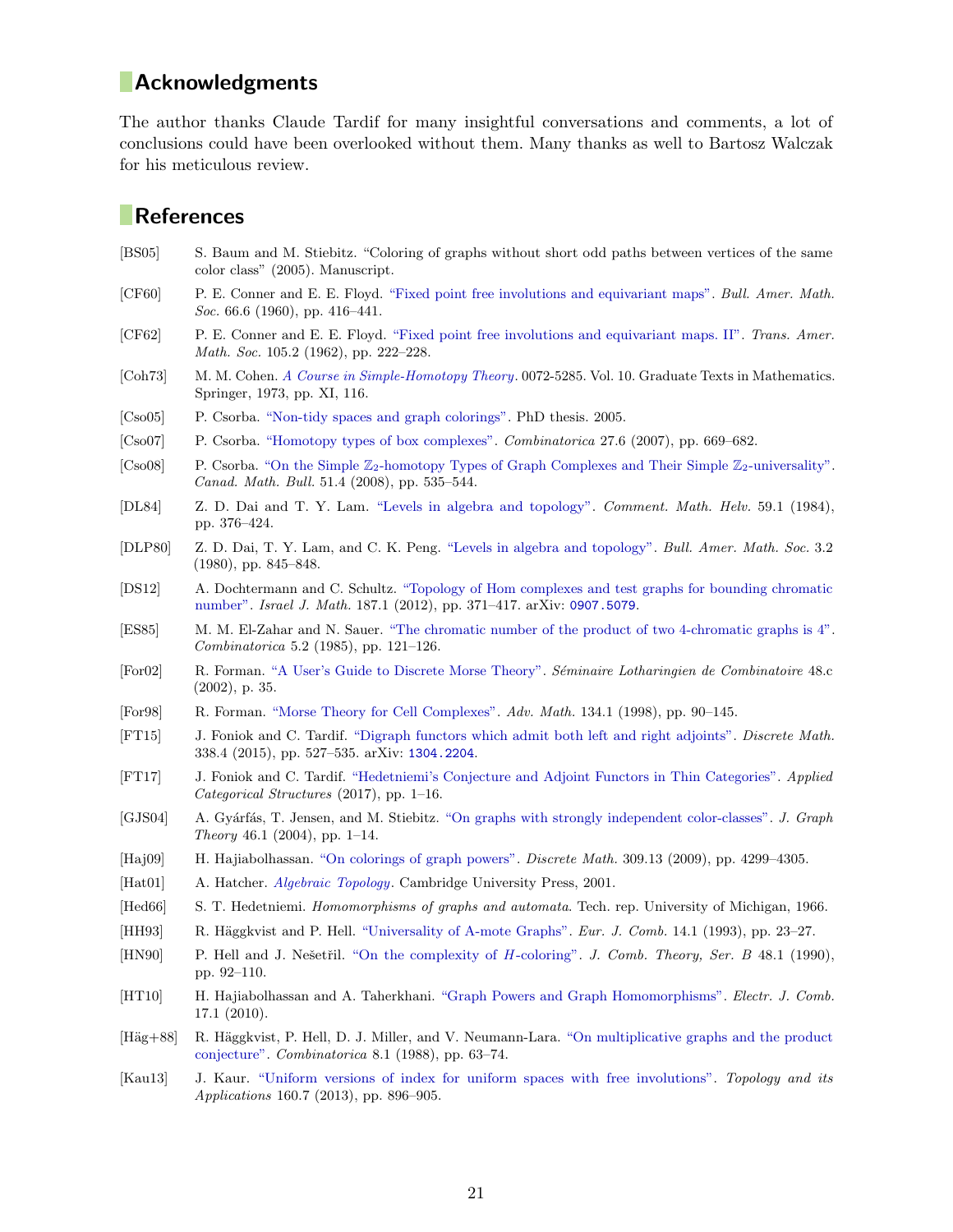## Acknowledgments

The author thanks Claude Tardif for many insightful conversations and comments, a lot of conclusions could have been overlooked without them. Many thanks as well to Bartosz Walczak for his meticulous review.

## References

[BS05] S. Baum and M. Stiebitz. "Coloring of graphs without short odd paths between vertices of the same color class" (2005). Manuscript.

[CF60] P. E. Conner and E. E. Floyd. "Fixed point free involutions and equivariant maps". *Bull. Amer. Math. Soc.* 66.6 (1960), pp. 416–441.

[CF62] P. E. Conner and E. E. Floyd. "Fixed point free involutions and equivariant maps. II". *Trans. Amer. Math. Soc.* 105.2 (1962), pp. 222–228.

[Coh73] M. M. Cohen. *A Course in Simple-Homotopy Theory*. 0072-5285. Vol. 10. Graduate Texts in Mathematics. Springer, 1973, pp. XI, 116.

[Cso05] P. Csorba. "Non-tidy spaces and graph colorings". PhD thesis. 2005.

[Cso07] P. Csorba. "Homotopy types of box complexes". *Combinatorica* 27.6 (2007), pp. 669–682.

[Cso08] P. Csorba. "On the Simple $\mathbb{Z}_2$-homotopy Types of Graph Complexes and Their Simple $\mathbb{Z}_2$-universality". *Canad. Math. Bull.* 51.4 (2008), pp. 535–544.

[DL84] Z. D. Dai and T. Y. Lam. "Levels in algebra and topology". *Comment. Math. Helv.* 59.1 (1984), pp. 376–424.

[DLP80] Z. D. Dai, T. Y. Lam, and C. K. Peng. "Levels in algebra and topology". *Bull. Amer. Math. Soc.* 3.2 (1980), pp. 845–848.

[DS12] A. Dochtermann and C. Schultz. "Topology of Hom complexes and test graphs for bounding chromatic number". *Israel J. Math.* 187.1 (2012), pp. 371–417. arXiv: 0907.5079.

[ES85] M. M. El-Zahar and N. Sauer. "The chromatic number of the product of two 4-chromatic graphs is 4". *Combinatorica* 5.2 (1985), pp. 121–126.

[For02] R. Forman. "A User's Guide to Discrete Morse Theory". *Séminaire Lotharingien de Combinatoire* 48.c (2002), p. 35.

[For98] R. Forman. "Morse Theory for Cell Complexes". *Adv. Math.* 134.1 (1998), pp. 90–145.

[FT15] J. Foniok and C. Tardif. "Digraph functors which admit both left and right adjoints". *Discrete Math.* 338.4 (2015), pp. 527–535. arXiv: 1304.2204.

[FT17] J. Foniok and C. Tardif. "Hedetniemi's Conjecture and Adjoint Functors in Thin Categories". *Applied Categorical Structures* (2017), pp. 1–16.

[GJS04] A. Gyárfás, T. Jensen, and M. Stiebitz. "On graphs with strongly independent color-classes". *J. Graph Theory* 46.1 (2004), pp. 1–14.

[Haj09] H. Hajiabolhassan. "On colorings of graph powers". *Discrete Math.* 309.13 (2009), pp. 4299–4305.

[Hat01] A. Hatcher. *Algebraic Topology*. Cambridge University Press, 2001.

[Hed66] S. T. Hedetniemi. *Homomorphisms of graphs and automata*. Tech. rep. University of Michigan, 1966.

[HH93] R. Häggkvist and P. Hell. "Universality of A-mote Graphs". *Eur. J. Comb.* 14.1 (1993), pp. 23–27.

[HN90] P. Hell and J. Nešetřil. "On the complexity of $H$-coloring". *J. Comb. Theory, Ser. B* 48.1 (1990), pp. 92–110.

[HT10] H. Hajiabolhassan and A. Taherkhani. "Graph Powers and Graph Homomorphisms". *Electr. J. Comb.* 17.1 (2010).

[Häg+88] R. Häggkvist, P. Hell, D. J. Miller, and V. Neumann-Lara. "On multiplicative graphs and the product conjecture". *Combinatorica* 8.1 (1988), pp. 63–74.

[Kau13] J. Kaur. "Uniform versions of index for uniform spaces with free involutions". *Topology and its Applications* 160.7 (2013), pp. 896–905.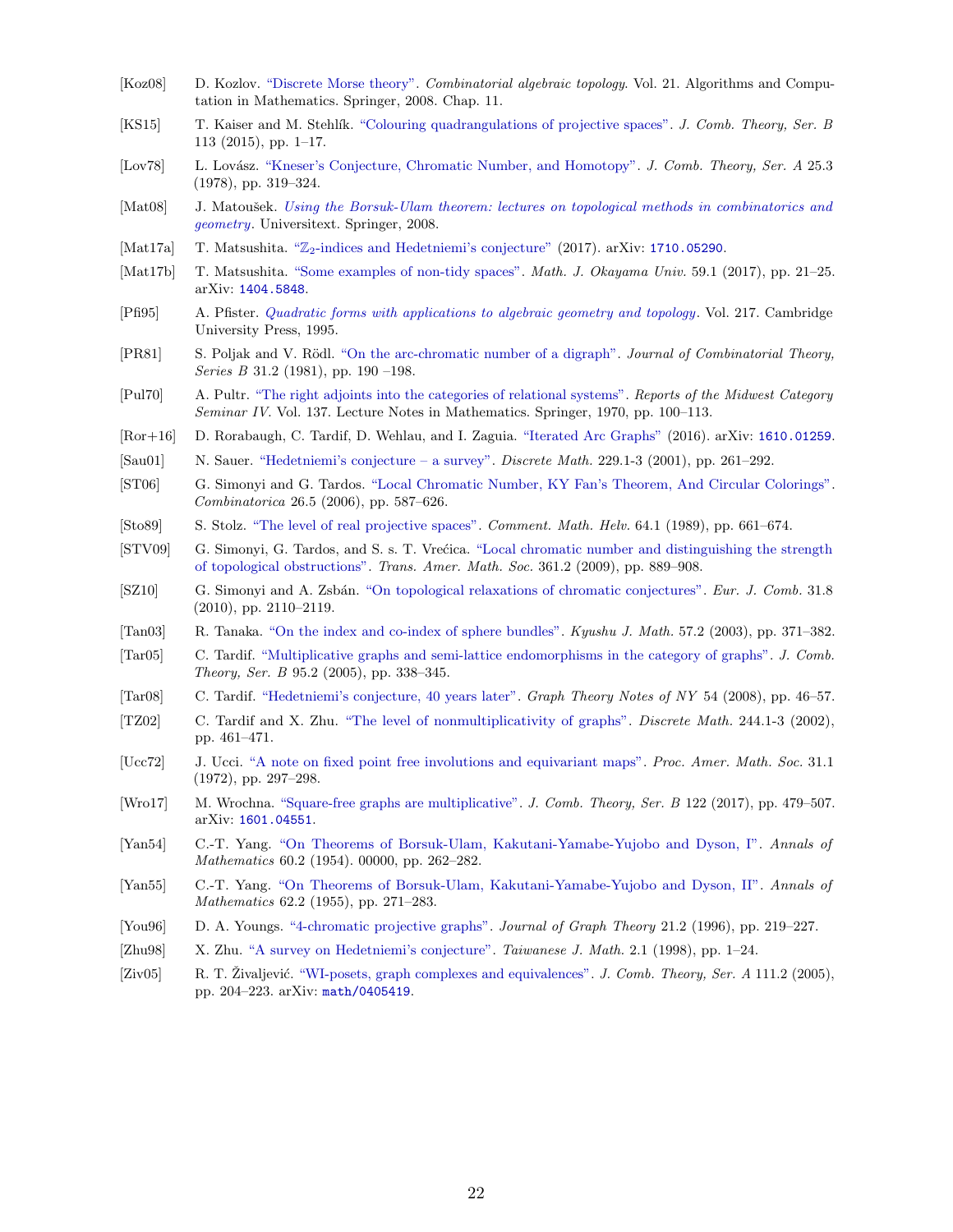[Koz08] D. Kozlov. "Discrete Morse theory". *Combinatorial algebraic topology*. Vol. 21. Algorithms and Computation in Mathematics. Springer, 2008. Chap. 11.

[KS15] T. Kaiser and M. Stehlík. "Colouring quadrangulations of projective spaces". *J. Comb. Theory, Ser. B* 113 (2015), pp. 1–17.

[Lov78] L. Lovász. "Kneser's Conjecture, Chromatic Number, and Homotopy". *J. Comb. Theory, Ser. A* 25.3 (1978), pp. 319–324.

[Mat08] J. Matoušek. *Using the Borsuk-Ulam theorem: lectures on topological methods in combinatorics and geometry*. Universitext. Springer, 2008.

[Mat17a] T. Matsushita. "$\mathbb{Z}_2$-indices and Hedetniemi's conjecture" (2017). arXiv: 1710.05290.

[Mat17b] T. Matsushita. "Some examples of non-tidy spaces". *Math. J. Okayama Univ.* 59.1 (2017), pp. 21–25. arXiv: 1404.5848.

[Pfi95] A. Pfister. *Quadratic forms with applications to algebraic geometry and topology*. Vol. 217. Cambridge University Press, 1995.

[PR81] S. Poljak and V. Rödl. "On the arc-chromatic number of a digraph". *Journal of Combinatorial Theory, Series B* 31.2 (1981), pp. 190 –198.

[Pul70] A. Pultr. "The right adjoints into the categories of relational systems". *Reports of the Midwest Category Seminar IV*. Vol. 137. Lecture Notes in Mathematics. Springer, 1970, pp. 100–113.

[Ror+16] D. Rorabaugh, C. Tardif, D. Wehlau, and I. Zaguia. "Iterated Arc Graphs" (2016). arXiv: 1610.01259.

[Sau01] N. Sauer. "Hedetniemi's conjecture – a survey". *Discrete Math.* 229.1-3 (2001), pp. 261–292.

[ST06] G. Simonyi and G. Tardos. "Local Chromatic Number, KY Fan's Theorem, And Circular Colorings". *Combinatorica* 26.5 (2006), pp. 587–626.

[Sto89] S. Stolz. "The level of real projective spaces". *Comment. Math. Helv.* 64.1 (1989), pp. 661–674.

[STV09] G. Simonyi, G. Tardos, and S. s. T. Vrećica. "Local chromatic number and distinguishing the strength of topological obstructions". *Trans. Amer. Math. Soc.* 361.2 (2009), pp. 889–908.

[SZ10] G. Simonyi and A. Zsbán. "On topological relaxations of chromatic conjectures". *Eur. J. Comb.* 31.8 (2010), pp. 2110–2119.

[Tan03] R. Tanaka. "On the index and co-index of sphere bundles". *Kyushu J. Math.* 57.2 (2003), pp. 371–382.

[Tar05] C. Tardif. "Multiplicative graphs and semi-lattice endomorphisms in the category of graphs". *J. Comb. Theory, Ser. B* 95.2 (2005), pp. 338–345.

[Tar08] C. Tardif. "Hedetniemi's conjecture, 40 years later". *Graph Theory Notes of NY* 54 (2008), pp. 46–57.

[TZ02] C. Tardif and X. Zhu. "The level of nonmultiplicativity of graphs". *Discrete Math.* 244.1-3 (2002), pp. 461–471.

[Ucc72] J. Ucci. "A note on fixed point free involutions and equivariant maps". *Proc. Amer. Math. Soc.* 31.1 (1972), pp. 297–298.

[Wro17] M. Wrochna. "Square-free graphs are multiplicative". *J. Comb. Theory, Ser. B* 122 (2017), pp. 479–507. arXiv: 1601.04551.

[Yan54] C.-T. Yang. "On Theorems of Borsuk-Ulam, Kakutani-Yamabe-Yujobo and Dyson, I". *Annals of Mathematics* 60.2 (1954). 00000, pp. 262–282.

[Yan55] C.-T. Yang. "On Theorems of Borsuk-Ulam, Kakutani-Yamabe-Yujobo and Dyson, II". *Annals of Mathematics* 62.2 (1955), pp. 271–283.

[You96] D. A. Youngs. "4-chromatic projective graphs". *Journal of Graph Theory* 21.2 (1996), pp. 219–227.

[Zhu98] X. Zhu. "A survey on Hedetniemi's conjecture". *Taiwanese J. Math.* 2.1 (1998), pp. 1–24.

[Ziv05] R. T. Živaljević. "WI-posets, graph complexes and equivalences". *J. Comb. Theory, Ser. A* 111.2 (2005), pp. 204–223. arXiv: math/0405419.